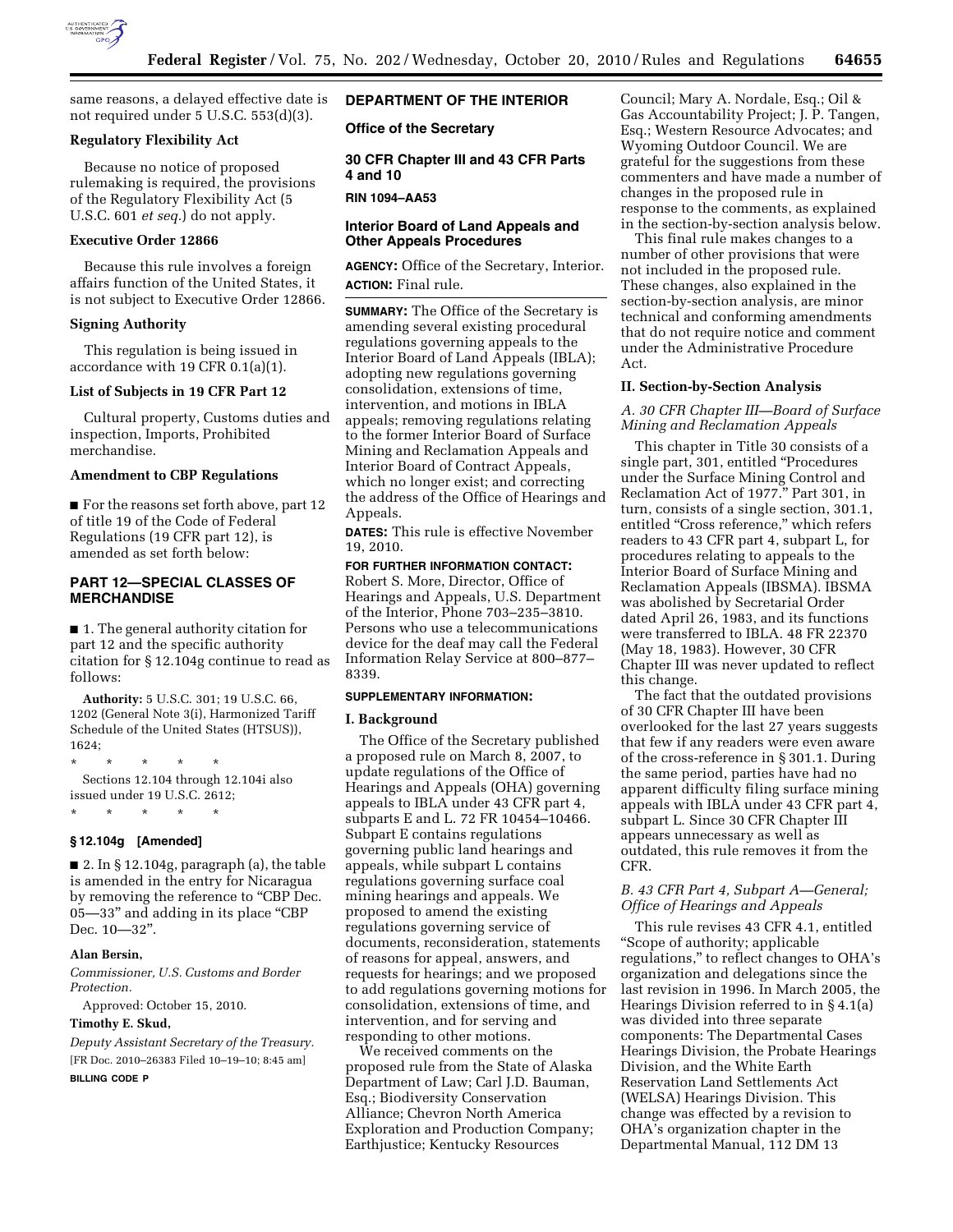same reasons, a delayed effective date is not required under 5 U.S.C. 553(d)(3).

**Regulatory Flexibility Act**

Because no notice of proposed rulemaking is required, the provisions of the Regulatory Flexibility Act (5 U.S.C. 601 *et seq.*) do not apply.

**Executive Order 12866**

Because this rule involves a foreign affairs function of the United States, it is not subject to Executive Order 12866.

**Signing Authority**

This regulation is being issued in accordance with 19 CFR 0.1(a)(1).

**List of Subjects in 19 CFR Part 12**

Cultural property, Customs duties and inspection, Imports, Prohibited merchandise.

**Amendment to CBP Regulations**

■ For the reasons set forth above, part 12 of title 19 of the Code of Federal Regulations (19 CFR part 12), is amended as set forth below:

## PART 12—SPECIAL CLASSES OF MERCHANDISE

■ 1. The general authority citation for part 12 and the specific authority citation for § 12.104g continue to read as follows:

**Authority:** 5 U.S.C. 301; 19 U.S.C. 66, 1202 (General Note 3(i), Harmonized Tariff Schedule of the United States (HTSUS)), 1624;

\* \* \* \* \*

Sections 12.104 through 12.104i also issued under 19 U.S.C. 2612;

\* \* \* \* \*

**§ 12.104g [Amended]**

■ 2. In § 12.104g, paragraph (a), the table is amended in the entry for Nicaragua by removing the reference to "CBP Dec. 05—33" and adding in its place "CBP Dec. 10—32".

**Alan Bersin,**

*Commissioner, U.S. Customs and Border Protection.*

Approved: October 15, 2010.

**Timothy E. Skud,**

*Deputy Assistant Secretary of the Treasury.*

[FR Doc. 2010–26383 Filed 10–19–10; 8:45 am]

**BILLING CODE P**

## DEPARTMENT OF THE INTERIOR

### Office of the Secretary

### 30 CFR Chapter III and 43 CFR Parts 4 and 10

**RIN 1094–AA53**

### Interior Board of Land Appeals and Other Appeals Procedures

**AGENCY:** Office of the Secretary, Interior.

**ACTION:** Final rule.

**SUMMARY:** The Office of the Secretary is amending several existing procedural regulations governing appeals to the Interior Board of Land Appeals (IBLA); adopting new regulations governing consolidation, extensions of time, intervention, and motions in IBLA appeals; removing regulations relating to the former Interior Board of Surface Mining and Reclamation Appeals and Interior Board of Contract Appeals, which no longer exist; and correcting the address of the Office of Hearings and Appeals.

**DATES:** This rule is effective November 19, 2010.

**FOR FURTHER INFORMATION CONTACT:** Robert S. More, Director, Office of Hearings and Appeals, U.S. Department of the Interior, Phone 703–235–3810. Persons who use a telecommunications device for the deaf may call the Federal Information Relay Service at 800–877–8339.

**SUPPLEMENTARY INFORMATION:**

**I. Background**

The Office of the Secretary published a proposed rule on March 8, 2007, to update regulations of the Office of Hearings and Appeals (OHA) governing appeals to IBLA under 43 CFR part 4, subparts E and L. 72 FR 10454–10466. Subpart E contains regulations governing public land hearings and appeals, while subpart L contains regulations governing surface coal mining hearings and appeals. We proposed to amend the existing regulations governing service of documents, reconsideration, statements of reasons for appeal, answers, and requests for hearings; and we proposed to add regulations governing motions for consolidation, extensions of time, and intervention, and for serving and responding to other motions.

We received comments on the proposed rule from the State of Alaska Department of Law; Carl J.D. Bauman, Esq.; Biodiversity Conservation Alliance; Chevron North America Exploration and Production Company; Earthjustice; Kentucky Resources Council; Mary A. Nordale, Esq.; Oil & Gas Accountability Project; J. P. Tangen, Esq.; Western Resource Advocates; and Wyoming Outdoor Council. We are grateful for the suggestions from these commenters and have made a number of changes in the proposed rule in response to the comments, as explained in the section-by-section analysis below.

This final rule makes changes to a number of other provisions that were not included in the proposed rule. These changes, also explained in the section-by-section analysis, are minor technical and conforming amendments that do not require notice and comment under the Administrative Procedure Act.

**II. Section-by-Section Analysis**

*A. 30 CFR Chapter III—Board of Surface Mining and Reclamation Appeals*

This chapter in Title 30 consists of a single part, 301, entitled "Procedures under the Surface Mining Control and Reclamation Act of 1977." Part 301, in turn, consists of a single section, 301.1, entitled "Cross reference," which refers readers to 43 CFR part 4, subpart L, for procedures relating to appeals to the Interior Board of Surface Mining and Reclamation Appeals (IBSMA). IBSMA was abolished by Secretarial Order dated April 26, 1983, and its functions were transferred to IBLA. 48 FR 22370 (May 18, 1983). However, 30 CFR Chapter III was never updated to reflect this change.

The fact that the outdated provisions of 30 CFR Chapter III have been overlooked for the last 27 years suggests that few if any readers were even aware of the cross-reference in § 301.1. During the same period, parties have had no apparent difficulty filing surface mining appeals with IBLA under 43 CFR part 4, subpart L. Since 30 CFR Chapter III appears unnecessary as well as outdated, this rule removes it from the CFR.

*B. 43 CFR Part 4, Subpart A—General; Office of Hearings and Appeals*

This rule revises 43 CFR 4.1, entitled "Scope of authority; applicable regulations," to reflect changes to OHA's organization and delegations since the last revision in 1996. In March 2005, the Hearings Division referred to in § 4.1(a) was divided into three separate components: The Departmental Cases Hearings Division, the Probate Hearings Division, and the White Earth Reservation Land Settlements Act (WELSA) Hearings Division. This change was effected by a revision to OHA's organization chapter in the Departmental Manual, 112 DM 13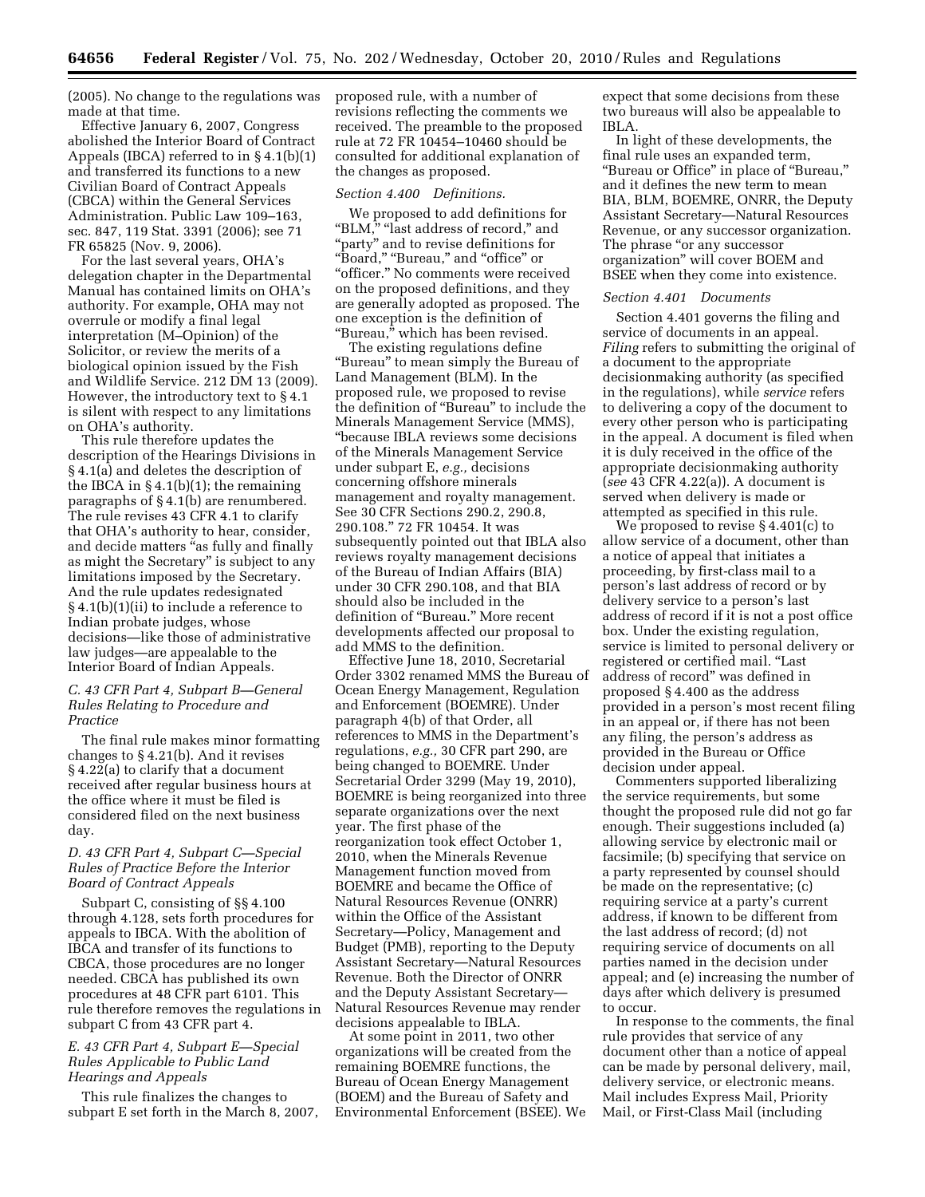(2005). No change to the regulations was made at that time.

Effective January 6, 2007, Congress abolished the Interior Board of Contract Appeals (IBCA) referred to in § 4.1(b)(1) and transferred its functions to a new Civilian Board of Contract Appeals (CBCA) within the General Services Administration. Public Law 109–163, sec. 847, 119 Stat. 3391 (2006); see 71 FR 65825 (Nov. 9, 2006).

For the last several years, OHA's delegation chapter in the Departmental Manual has contained limits on OHA's authority. For example, OHA may not overrule or modify a final legal interpretation (M–Opinion) of the Solicitor, or review the merits of a biological opinion issued by the Fish and Wildlife Service. 212 DM 13 (2009). However, the introductory text to § 4.1 is silent with respect to any limitations on OHA's authority.

This rule therefore updates the description of the Hearings Divisions in § 4.1(a) and deletes the description of the IBCA in § 4.1(b)(1); the remaining paragraphs of § 4.1(b) are renumbered. The rule revises 43 CFR 4.1 to clarify that OHA's authority to hear, consider, and decide matters "as fully and finally as might the Secretary" is subject to any limitations imposed by the Secretary. And the rule updates redesignated § 4.1(b)(1)(ii) to include a reference to Indian probate judges, whose decisions—like those of administrative law judges—are appealable to the Interior Board of Indian Appeals.

### C. 43 CFR Part 4, Subpart B—General Rules Relating to Procedure and Practice

The final rule makes minor formatting changes to § 4.21(b). And it revises § 4.22(a) to clarify that a document received after regular business hours at the office where it must be filed is considered filed on the next business day.

### D. 43 CFR Part 4, Subpart C—Special Rules of Practice Before the Interior Board of Contract Appeals

Subpart C, consisting of §§ 4.100 through 4.128, sets forth procedures for appeals to IBCA. With the abolition of IBCA and transfer of its functions to CBCA, those procedures are no longer needed. CBCA has published its own procedures at 48 CFR part 6101. This rule therefore removes the regulations in subpart C from 43 CFR part 4.

### E. 43 CFR Part 4, Subpart E—Special Rules Applicable to Public Land Hearings and Appeals

This rule finalizes the changes to subpart E set forth in the March 8, 2007, proposed rule, with a number of revisions reflecting the comments we received. The preamble to the proposed rule at 72 FR 10454–10460 should be consulted for additional explanation of the changes as proposed.

#### *Section 4.400 Definitions.*

We proposed to add definitions for "BLM," "last address of record," and "party" and to revise definitions for "Board," "Bureau," and "office" or "officer." No comments were received on the proposed definitions, and they are generally adopted as proposed. The one exception is the definition of "Bureau," which has been revised.

The existing regulations define "Bureau" to mean simply the Bureau of Land Management (BLM). In the proposed rule, we proposed to revise the definition of "Bureau" to include the Minerals Management Service (MMS), "because IBLA reviews some decisions of the Minerals Management Service under subpart E, *e.g.,* decisions concerning offshore minerals management and royalty management. See 30 CFR Sections 290.2, 290.8, 290.108." 72 FR 10454. It was subsequently pointed out that IBLA also reviews royalty management decisions of the Bureau of Indian Affairs (BIA) under 30 CFR 290.108, and that BIA should also be included in the definition of "Bureau." More recent developments affected our proposal to add MMS to the definition.

Effective June 18, 2010, Secretarial Order 3302 renamed MMS the Bureau of Ocean Energy Management, Regulation and Enforcement (BOEMRE). Under paragraph 4(b) of that Order, all references to MMS in the Department's regulations, *e.g.,* 30 CFR part 290, are being changed to BOEMRE. Under Secretarial Order 3299 (May 19, 2010), BOEMRE is being reorganized into three separate organizations over the next year. The first phase of the reorganization took effect October 1, 2010, when the Minerals Revenue Management function moved from BOEMRE and became the Office of Natural Resources Revenue (ONRR) within the Office of the Assistant Secretary—Policy, Management and Budget (PMB), reporting to the Deputy Assistant Secretary—Natural Resources Revenue. Both the Director of ONRR and the Deputy Assistant Secretary—Natural Resources Revenue may render decisions appealable to IBLA.

At some point in 2011, two other organizations will be created from the remaining BOEMRE functions, the Bureau of Ocean Energy Management (BOEM) and the Bureau of Safety and Environmental Enforcement (BSEE). We expect that some decisions from these two bureaus will also be appealable to IBLA.

In light of these developments, the final rule uses an expanded term, "Bureau or Office" in place of "Bureau," and it defines the new term to mean BIA, BLM, BOEMRE, ONRR, the Deputy Assistant Secretary—Natural Resources Revenue, or any successor organization. The phrase "or any successor organization" will cover BOEM and BSEE when they come into existence.

#### *Section 4.401 Documents*

Section 4.401 governs the filing and service of documents in an appeal. *Filing* refers to submitting the original of a document to the appropriate decisionmaking authority (as specified in the regulations), while *service* refers to delivering a copy of the document to every other person who is participating in the appeal. A document is filed when it is duly received in the office of the appropriate decisionmaking authority (*see* 43 CFR 4.22(a)). A document is served when delivery is made or attempted as specified in this rule.

We proposed to revise § 4.401(c) to allow service of a document, other than a notice of appeal that initiates a proceeding, by first-class mail to a person's last address of record or by delivery service to a person's last address of record if it is not a post office box. Under the existing regulation, service is limited to personal delivery or registered or certified mail. "Last address of record" was defined in proposed § 4.400 as the address provided in a person's most recent filing in an appeal or, if there has not been any filing, the person's address as provided in the Bureau or Office decision under appeal.

Commenters supported liberalizing the service requirements, but some thought the proposed rule did not go far enough. Their suggestions included (a) allowing service by electronic mail or facsimile; (b) specifying that service on a party represented by counsel should be made on the representative; (c) requiring service at a party's current address, if known to be different from the last address of record; (d) not requiring service of documents on all parties named in the decision under appeal; and (e) increasing the number of days after which delivery is presumed to occur.

In response to the comments, the final rule provides that service of any document other than a notice of appeal can be made by personal delivery, mail, delivery service, or electronic means. Mail includes Express Mail, Priority Mail, or First-Class Mail (including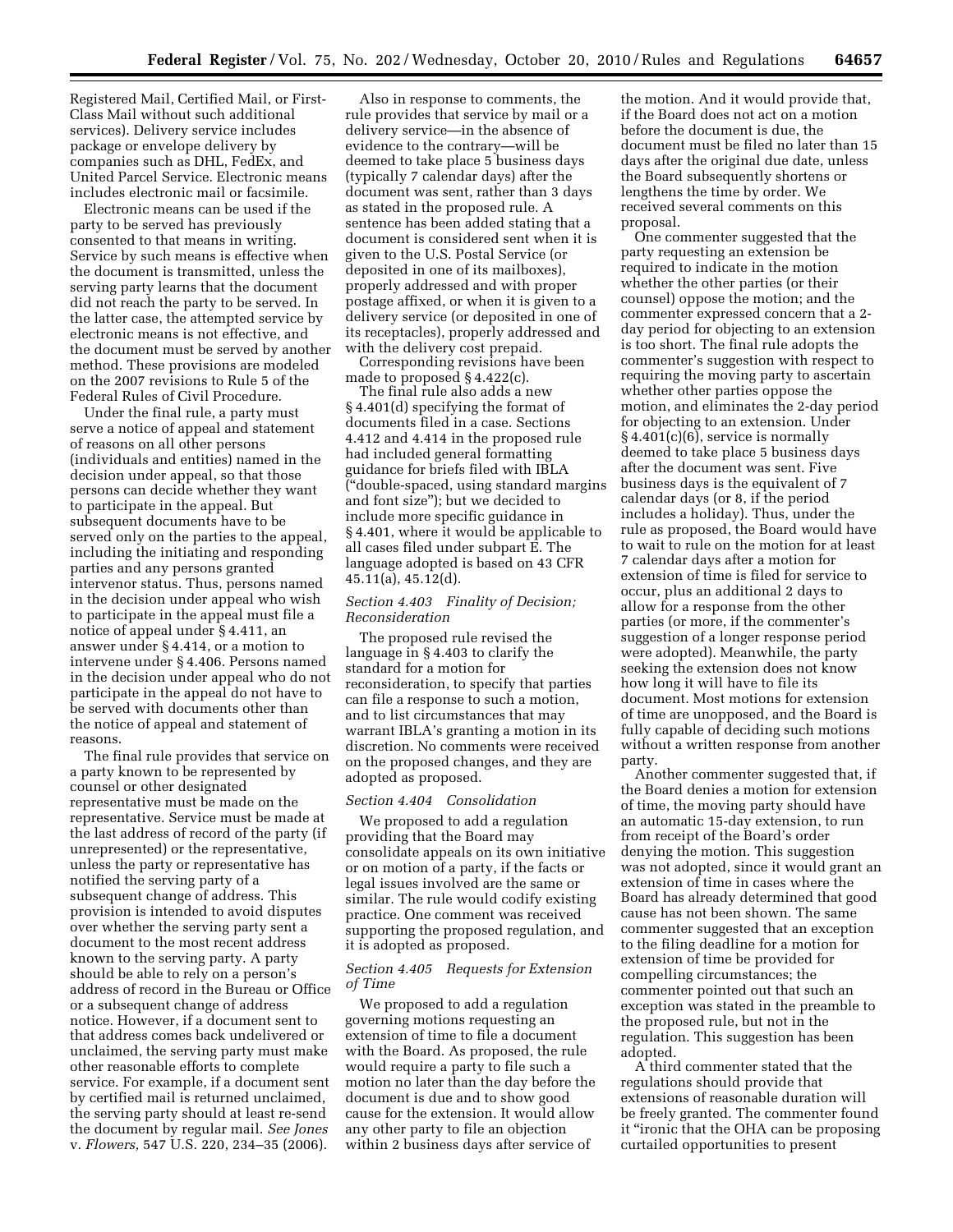Registered Mail, Certified Mail, or First-Class Mail without such additional services). Delivery service includes package or envelope delivery by companies such as DHL, FedEx, and United Parcel Service. Electronic means includes electronic mail or facsimile.

Electronic means can be used if the party to be served has previously consented to that means in writing. Service by such means is effective when the document is transmitted, unless the serving party learns that the document did not reach the party to be served. In the latter case, the attempted service by electronic means is not effective, and the document must be served by another method. These provisions are modeled on the 2007 revisions to Rule 5 of the Federal Rules of Civil Procedure.

Under the final rule, a party must serve a notice of appeal and statement of reasons on all other persons (individuals and entities) named in the decision under appeal, so that those persons can decide whether they want to participate in the appeal. But subsequent documents have to be served only on the parties to the appeal, including the initiating and responding parties and any persons granted intervenor status. Thus, persons named in the decision under appeal who wish to participate in the appeal must file a notice of appeal under § 4.411, an answer under § 4.414, or a motion to intervene under § 4.406. Persons named in the decision under appeal who do not participate in the appeal do not have to be served with documents other than the notice of appeal and statement of reasons.

The final rule provides that service on a party known to be represented by counsel or other designated representative must be made on the representative. Service must be made at the last address of record of the party (if unrepresented) or the representative, unless the party or representative has notified the serving party of a subsequent change of address. This provision is intended to avoid disputes over whether the serving party sent a document to the most recent address known to the serving party. A party should be able to rely on a person's address of record in the Bureau or Office or a subsequent change of address notice. However, if a document sent to that address comes back undelivered or unclaimed, the serving party must make other reasonable efforts to complete service. For example, if a document sent by certified mail is returned unclaimed, the serving party should at least re-send the document by regular mail. *See Jones* v. *Flowers,* 547 U.S. 220, 234–35 (2006).

Also in response to comments, the rule provides that service by mail or a delivery service—in the absence of evidence to the contrary—will be deemed to take place 5 business days (typically 7 calendar days) after the document was sent, rather than 3 days as stated in the proposed rule. A sentence has been added stating that a document is considered sent when it is given to the U.S. Postal Service (or deposited in one of its mailboxes), properly addressed and with proper postage affixed, or when it is given to a delivery service (or deposited in one of its receptacles), properly addressed and with the delivery cost prepaid.

Corresponding revisions have been made to proposed § 4.422(c).

The final rule also adds a new § 4.401(d) specifying the format of documents filed in a case. Sections 4.412 and 4.414 in the proposed rule had included general formatting guidance for briefs filed with IBLA ("double-spaced, using standard margins and font size"); but we decided to include more specific guidance in § 4.401, where it would be applicable to all cases filed under subpart E. The language adopted is based on 43 CFR 45.11(a), 45.12(d).

*Section 4.403 Finality of Decision; Reconsideration*

The proposed rule revised the language in § 4.403 to clarify the standard for a motion for reconsideration, to specify that parties can file a response to such a motion, and to list circumstances that may warrant IBLA's granting a motion in its discretion. No comments were received on the proposed changes, and they are adopted as proposed.

*Section 4.404 Consolidation*

We proposed to add a regulation providing that the Board may consolidate appeals on its own initiative or on motion of a party, if the facts or legal issues involved are the same or similar. The rule would codify existing practice. One comment was received supporting the proposed regulation, and it is adopted as proposed.

*Section 4.405 Requests for Extension of Time*

We proposed to add a regulation governing motions requesting an extension of time to file a document with the Board. As proposed, the rule would require a party to file such a motion no later than the day before the document is due and to show good cause for the extension. It would allow any other party to file an objection within 2 business days after service of the motion. And it would provide that, if the Board does not act on a motion before the document is due, the document must be filed no later than 15 days after the original due date, unless the Board subsequently shortens or lengthens the time by order. We received several comments on this proposal.

One commenter suggested that the party requesting an extension be required to indicate in the motion whether the other parties (or their counsel) oppose the motion; and the commenter expressed concern that a 2-day period for objecting to an extension is too short. The final rule adopts the commenter's suggestion with respect to requiring the moving party to ascertain whether other parties oppose the motion, and eliminates the 2-day period for objecting to an extension. Under § 4.401(c)(6), service is normally deemed to take place 5 business days after the document was sent. Five business days is the equivalent of 7 calendar days (or 8, if the period includes a holiday). Thus, under the rule as proposed, the Board would have to wait to rule on the motion for at least 7 calendar days after a motion for extension of time is filed for service to occur, plus an additional 2 days to allow for a response from the other parties (or more, if the commenter's suggestion of a longer response period were adopted). Meanwhile, the party seeking the extension does not know how long it will have to file its document. Most motions for extension of time are unopposed, and the Board is fully capable of deciding such motions without a written response from another party.

Another commenter suggested that, if the Board denies a motion for extension of time, the moving party should have an automatic 15-day extension, to run from receipt of the Board's order denying the motion. This suggestion was not adopted, since it would grant an extension of time in cases where the Board has already determined that good cause has not been shown. The same commenter suggested that an exception to the filing deadline for a motion for extension of time be provided for compelling circumstances; the commenter pointed out that such an exception was stated in the preamble to the proposed rule, but not in the regulation. This suggestion has been adopted.

A third commenter stated that the regulations should provide that extensions of reasonable duration will be freely granted. The commenter found it "ironic that the OHA can be proposing curtailed opportunities to present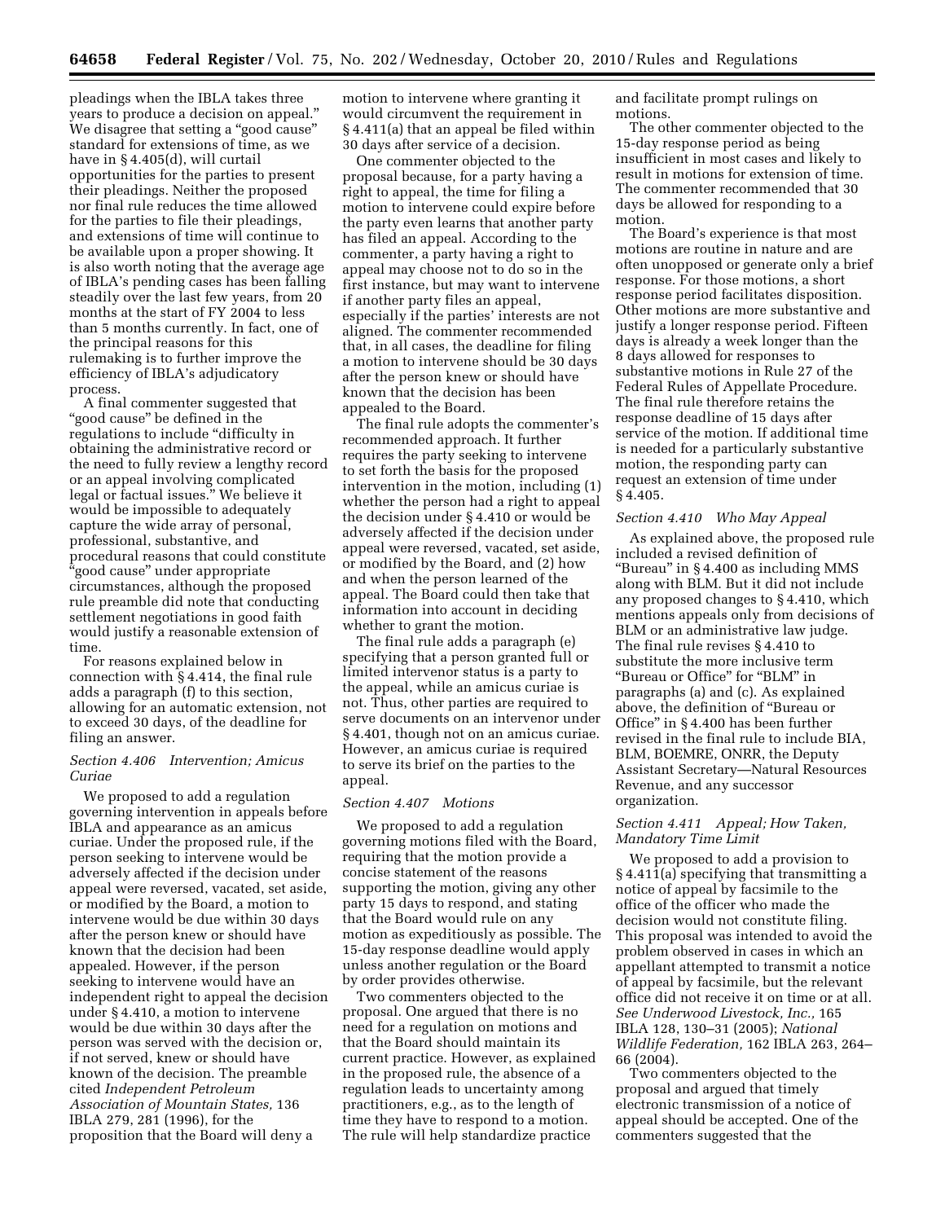pleadings when the IBLA takes three years to produce a decision on appeal." We disagree that setting a "good cause" standard for extensions of time, as we have in § 4.405(d), will curtail opportunities for the parties to present their pleadings. Neither the proposed nor final rule reduces the time allowed for the parties to file their pleadings, and extensions of time will continue to be available upon a proper showing. It is also worth noting that the average age of IBLA's pending cases has been falling steadily over the last few years, from 20 months at the start of FY 2004 to less than 5 months currently. In fact, one of the principal reasons for this rulemaking is to further improve the efficiency of IBLA's adjudicatory process.

A final commenter suggested that "good cause" be defined in the regulations to include "difficulty in obtaining the administrative record or the need to fully review a lengthy record or an appeal involving complicated legal or factual issues." We believe it would be impossible to adequately capture the wide array of personal, professional, substantive, and procedural reasons that could constitute "good cause" under appropriate circumstances, although the proposed rule preamble did note that conducting settlement negotiations in good faith would justify a reasonable extension of time.

For reasons explained below in connection with § 4.414, the final rule adds a paragraph (f) to this section, allowing for an automatic extension, not to exceed 30 days, of the deadline for filing an answer.

### *Section 4.406 Intervention; Amicus Curiae*

We proposed to add a regulation governing intervention in appeals before IBLA and appearance as an amicus curiae. Under the proposed rule, if the person seeking to intervene would be adversely affected if the decision under appeal were reversed, vacated, set aside, or modified by the Board, a motion to intervene would be due within 30 days after the person knew or should have known that the decision had been appealed. However, if the person seeking to intervene would have an independent right to appeal the decision under § 4.410, a motion to intervene would be due within 30 days after the person was served with the decision or, if not served, knew or should have known of the decision. The preamble cited *Independent Petroleum Association of Mountain States,* 136 IBLA 279, 281 (1996), for the proposition that the Board will deny a motion to intervene where granting it would circumvent the requirement in § 4.411(a) that an appeal be filed within 30 days after service of a decision.

One commenter objected to the proposal because, for a party having a right to appeal, the time for filing a motion to intervene could expire before the party even learns that another party has filed an appeal. According to the commenter, a party having a right to appeal may choose not to do so in the first instance, but may want to intervene if another party files an appeal, especially if the parties' interests are not aligned. The commenter recommended that, in all cases, the deadline for filing a motion to intervene should be 30 days after the person knew or should have known that the decision has been appealed to the Board.

The final rule adopts the commenter's recommended approach. It further requires the party seeking to intervene to set forth the basis for the proposed intervention in the motion, including (1) whether the person had a right to appeal the decision under § 4.410 or would be adversely affected if the decision under appeal were reversed, vacated, set aside, or modified by the Board, and (2) how and when the person learned of the appeal. The Board could then take that information into account in deciding whether to grant the motion.

The final rule adds a paragraph (e) specifying that a person granted full or limited intervenor status is a party to the appeal, while an amicus curiae is not. Thus, other parties are required to serve documents on an intervenor under § 4.401, though not on an amicus curiae. However, an amicus curiae is required to serve its brief on the parties to the appeal.

### *Section 4.407 Motions*

We proposed to add a regulation governing motions filed with the Board, requiring that the motion provide a concise statement of the reasons supporting the motion, giving any other party 15 days to respond, and stating that the Board would rule on any motion as expeditiously as possible. The 15-day response deadline would apply unless another regulation or the Board by order provides otherwise.

Two commenters objected to the proposal. One argued that there is no need for a regulation on motions and that the Board should maintain its current practice. However, as explained in the proposed rule, the absence of a regulation leads to uncertainty among practitioners, e.g., as to the length of time they have to respond to a motion. The rule will help standardize practice and facilitate prompt rulings on motions.

The other commenter objected to the 15-day response period as being insufficient in most cases and likely to result in motions for extension of time. The commenter recommended that 30 days be allowed for responding to a motion.

The Board's experience is that most motions are routine in nature and are often unopposed or generate only a brief response. For those motions, a short response period facilitates disposition. Other motions are more substantive and justify a longer response period. Fifteen days is already a week longer than the 8 days allowed for responses to substantive motions in Rule 27 of the Federal Rules of Appellate Procedure. The final rule therefore retains the response deadline of 15 days after service of the motion. If additional time is needed for a particularly substantive motion, the responding party can request an extension of time under § 4.405.

### *Section 4.410 Who May Appeal*

As explained above, the proposed rule included a revised definition of "Bureau" in § 4.400 as including MMS along with BLM. But it did not include any proposed changes to § 4.410, which mentions appeals only from decisions of BLM or an administrative law judge. The final rule revises § 4.410 to substitute the more inclusive term "Bureau or Office" for "BLM" in paragraphs (a) and (c). As explained above, the definition of "Bureau or Office" in § 4.400 has been further revised in the final rule to include BIA, BLM, BOEMRE, ONRR, the Deputy Assistant Secretary—Natural Resources Revenue, and any successor organization.

### *Section 4.411 Appeal; How Taken, Mandatory Time Limit*

We proposed to add a provision to § 4.411(a) specifying that transmitting a notice of appeal by facsimile to the office of the officer who made the decision would not constitute filing. This proposal was intended to avoid the problem observed in cases in which an appellant attempted to transmit a notice of appeal by facsimile, but the relevant office did not receive it on time or at all. *See Underwood Livestock, Inc.,* 165 IBLA 128, 130–31 (2005); *National Wildlife Federation,* 162 IBLA 263, 264–66 (2004).

Two commenters objected to the proposal and argued that timely electronic transmission of a notice of appeal should be accepted. One of the commenters suggested that the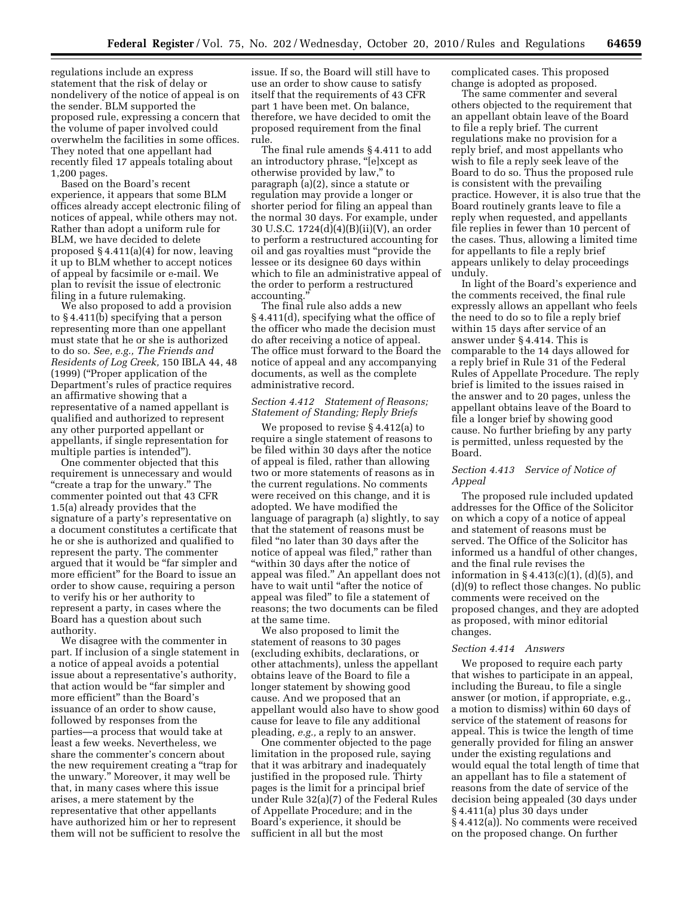regulations include an express statement that the risk of delay or nondelivery of the notice of appeal is on the sender. BLM supported the proposed rule, expressing a concern that the volume of paper involved could overwhelm the facilities in some offices. They noted that one appellant had recently filed 17 appeals totaling about 1,200 pages.

Based on the Board's recent experience, it appears that some BLM offices already accept electronic filing of notices of appeal, while others may not. Rather than adopt a uniform rule for BLM, we have decided to delete proposed § 4.411(a)(4) for now, leaving it up to BLM whether to accept notices of appeal by facsimile or e-mail. We plan to revisit the issue of electronic filing in a future rulemaking.

We also proposed to add a provision to § 4.411(b) specifying that a person representing more than one appellant must state that he or she is authorized to do so. *See, e.g., The Friends and Residents of Log Creek,* 150 IBLA 44, 48 (1999) ("Proper application of the Department's rules of practice requires an affirmative showing that a representative of a named appellant is qualified and authorized to represent any other purported appellant or appellants, if single representation for multiple parties is intended").

One commenter objected that this requirement is unnecessary and would "create a trap for the unwary." The commenter pointed out that 43 CFR 1.5(a) already provides that the signature of a party's representative on a document constitutes a certificate that he or she is authorized and qualified to represent the party. The commenter argued that it would be "far simpler and more efficient" for the Board to issue an order to show cause, requiring a person to verify his or her authority to represent a party, in cases where the Board has a question about such authority.

We disagree with the commenter in part. If inclusion of a single statement in a notice of appeal avoids a potential issue about a representative's authority, that action would be "far simpler and more efficient" than the Board's issuance of an order to show cause, followed by responses from the parties—a process that would take at least a few weeks. Nevertheless, we share the commenter's concern about the new requirement creating a "trap for the unwary." Moreover, it may well be that, in many cases where this issue arises, a mere statement by the representative that other appellants have authorized him or her to represent them will not be sufficient to resolve the issue. If so, the Board will still have to use an order to show cause to satisfy itself that the requirements of 43 CFR part 1 have been met. On balance, therefore, we have decided to omit the proposed requirement from the final rule.

The final rule amends § 4.411 to add an introductory phrase, "[e]xcept as otherwise provided by law," to paragraph (a)(2), since a statute or regulation may provide a longer or shorter period for filing an appeal than the normal 30 days. For example, under 30 U.S.C. 1724(d)(4)(B)(ii)(V), an order to perform a restructured accounting for oil and gas royalties must "provide the lessee or its designee 60 days within which to file an administrative appeal of the order to perform a restructured accounting."

The final rule also adds a new § 4.411(d), specifying what the office of the officer who made the decision must do after receiving a notice of appeal. The office must forward to the Board the notice of appeal and any accompanying documents, as well as the complete administrative record.

### *Section 4.412 Statement of Reasons; Statement of Standing; Reply Briefs*

We proposed to revise § 4.412(a) to require a single statement of reasons to be filed within 30 days after the notice of appeal is filed, rather than allowing two or more statements of reasons as in the current regulations. No comments were received on this change, and it is adopted. We have modified the language of paragraph (a) slightly, to say that the statement of reasons must be filed "no later than 30 days after the notice of appeal was filed," rather than "within 30 days after the notice of appeal was filed." An appellant does not have to wait until "after the notice of appeal was filed" to file a statement of reasons; the two documents can be filed at the same time.

We also proposed to limit the statement of reasons to 30 pages (excluding exhibits, declarations, or other attachments), unless the appellant obtains leave of the Board to file a longer statement by showing good cause. And we proposed that an appellant would also have to show good cause for leave to file any additional pleading, *e.g.,* a reply to an answer.

One commenter objected to the page limitation in the proposed rule, saying that it was arbitrary and inadequately justified in the proposed rule. Thirty pages is the limit for a principal brief under Rule 32(a)(7) of the Federal Rules of Appellate Procedure; and in the Board's experience, it should be sufficient in all but the most complicated cases. This proposed change is adopted as proposed.

The same commenter and several others objected to the requirement that an appellant obtain leave of the Board to file a reply brief. The current regulations make no provision for a reply brief, and most appellants who wish to file a reply seek leave of the Board to do so. Thus the proposed rule is consistent with the prevailing practice. However, it is also true that the Board routinely grants leave to file a reply when requested, and appellants file replies in fewer than 10 percent of the cases. Thus, allowing a limited time for appellants to file a reply brief appears unlikely to delay proceedings unduly.

In light of the Board's experience and the comments received, the final rule expressly allows an appellant who feels the need to do so to file a reply brief within 15 days after service of an answer under § 4.414. This is comparable to the 14 days allowed for a reply brief in Rule 31 of the Federal Rules of Appellate Procedure. The reply brief is limited to the issues raised in the answer and to 20 pages, unless the appellant obtains leave of the Board to file a longer brief by showing good cause. No further briefing by any party is permitted, unless requested by the Board.

### *Section 4.413 Service of Notice of Appeal*

The proposed rule included updated addresses for the Office of the Solicitor on which a copy of a notice of appeal and statement of reasons must be served. The Office of the Solicitor has informed us a handful of other changes, and the final rule revises the information in § 4.413(c)(1), (d)(5), and (d)(9) to reflect those changes. No public comments were received on the proposed changes, and they are adopted as proposed, with minor editorial changes.

### *Section 4.414 Answers*

We proposed to require each party that wishes to participate in an appeal, including the Bureau, to file a single answer (or motion, if appropriate, e.g., a motion to dismiss) within 60 days of service of the statement of reasons for appeal. This is twice the length of time generally provided for filing an answer under the existing regulations and would equal the total length of time that an appellant has to file a statement of reasons from the date of service of the decision being appealed (30 days under § 4.411(a) plus 30 days under § 4.412(a)). No comments were received on the proposed change. On further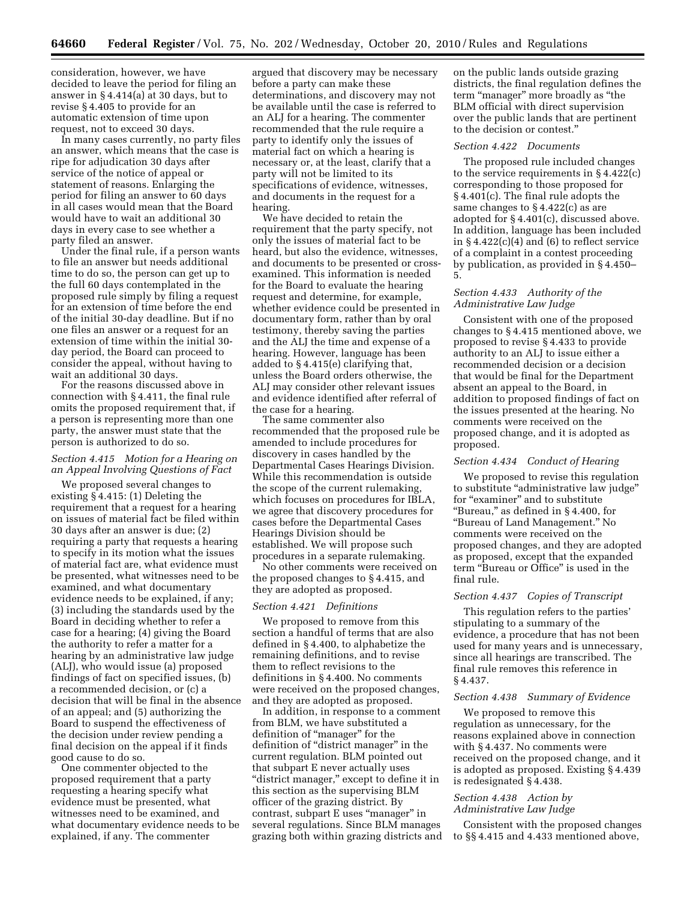consideration, however, we have decided to leave the period for filing an answer in § 4.414(a) at 30 days, but to revise § 4.405 to provide for an automatic extension of time upon request, not to exceed 30 days.

In many cases currently, no party files an answer, which means that the case is ripe for adjudication 30 days after service of the notice of appeal or statement of reasons. Enlarging the period for filing an answer to 60 days in all cases would mean that the Board would have to wait an additional 30 days in every case to see whether a party filed an answer.

Under the final rule, if a person wants to file an answer but needs additional time to do so, the person can get up to the full 60 days contemplated in the proposed rule simply by filing a request for an extension of time before the end of the initial 30-day deadline. But if no one files an answer or a request for an extension of time within the initial 30-day period, the Board can proceed to consider the appeal, without having to wait an additional 30 days.

For the reasons discussed above in connection with § 4.411, the final rule omits the proposed requirement that, if a person is representing more than one party, the answer must state that the person is authorized to do so.

*Section 4.415 Motion for a Hearing on an Appeal Involving Questions of Fact*

We proposed several changes to existing § 4.415: (1) Deleting the requirement that a request for a hearing on issues of material fact be filed within 30 days after an answer is due; (2) requiring a party that requests a hearing to specify in its motion what the issues of material fact are, what evidence must be presented, what witnesses need to be examined, and what documentary evidence needs to be explained, if any; (3) including the standards used by the Board in deciding whether to refer a case for a hearing; (4) giving the Board the authority to refer a matter for a hearing by an administrative law judge (ALJ), who would issue (a) proposed findings of fact on specified issues, (b) a recommended decision, or (c) a decision that will be final in the absence of an appeal; and (5) authorizing the Board to suspend the effectiveness of the decision under review pending a final decision on the appeal if it finds good cause to do so.

One commenter objected to the proposed requirement that a party requesting a hearing specify what evidence must be presented, what witnesses need to be examined, and what documentary evidence needs to be explained, if any. The commenter argued that discovery may be necessary before a party can make these determinations, and discovery may not be available until the case is referred to an ALJ for a hearing. The commenter recommended that the rule require a party to identify only the issues of material fact on which a hearing is necessary or, at the least, clarify that a party will not be limited to its specifications of evidence, witnesses, and documents in the request for a hearing.

We have decided to retain the requirement that the party specify, not only the issues of material fact to be heard, but also the evidence, witnesses, and documents to be presented or cross-examined. This information is needed for the Board to evaluate the hearing request and determine, for example, whether evidence could be presented in documentary form, rather than by oral testimony, thereby saving the parties and the ALJ the time and expense of a hearing. However, language has been added to § 4.415(e) clarifying that, unless the Board orders otherwise, the ALJ may consider other relevant issues and evidence identified after referral of the case for a hearing.

The same commenter also recommended that the proposed rule be amended to include procedures for discovery in cases handled by the Departmental Cases Hearings Division. While this recommendation is outside the scope of the current rulemaking, which focuses on procedures for IBLA, we agree that discovery procedures for cases before the Departmental Cases Hearings Division should be established. We will propose such procedures in a separate rulemaking.

No other comments were received on the proposed changes to § 4.415, and they are adopted as proposed.

*Section 4.421 Definitions*

We proposed to remove from this section a handful of terms that are also defined in § 4.400, to alphabetize the remaining definitions, and to revise them to reflect revisions to the definitions in § 4.400. No comments were received on the proposed changes, and they are adopted as proposed.

In addition, in response to a comment from BLM, we have substituted a definition of "manager" for the definition of "district manager" in the current regulation. BLM pointed out that subpart E never actually uses "district manager," except to define it in this section as the supervising BLM officer of the grazing district. By contrast, subpart E uses "manager" in several regulations. Since BLM manages grazing both within grazing districts and on the public lands outside grazing districts, the final regulation defines the term "manager" more broadly as "the BLM official with direct supervision over the public lands that are pertinent to the decision or contest."

*Section 4.422 Documents*

The proposed rule included changes to the service requirements in § 4.422(c) corresponding to those proposed for § 4.401(c). The final rule adopts the same changes to § 4.422(c) as are adopted for § 4.401(c), discussed above. In addition, language has been included in § 4.422(c)(4) and (6) to reflect service of a complaint in a contest proceeding by publication, as provided in § 4.450–5.

*Section 4.433 Authority of the Administrative Law Judge*

Consistent with one of the proposed changes to § 4.415 mentioned above, we proposed to revise § 4.433 to provide authority to an ALJ to issue either a recommended decision or a decision that would be final for the Department absent an appeal to the Board, in addition to proposed findings of fact on the issues presented at the hearing. No comments were received on the proposed change, and it is adopted as proposed.

*Section 4.434 Conduct of Hearing*

We proposed to revise this regulation to substitute "administrative law judge" for "examiner" and to substitute "Bureau," as defined in § 4.400, for "Bureau of Land Management." No comments were received on the proposed changes, and they are adopted as proposed, except that the expanded term "Bureau or Office" is used in the final rule.

*Section 4.437 Copies of Transcript*

This regulation refers to the parties' stipulating to a summary of the evidence, a procedure that has not been used for many years and is unnecessary, since all hearings are transcribed. The final rule removes this reference in § 4.437.

*Section 4.438 Summary of Evidence*

We proposed to remove this regulation as unnecessary, for the reasons explained above in connection with § 4.437. No comments were received on the proposed change, and it is adopted as proposed. Existing § 4.439 is redesignated § 4.438.

*Section 4.438 Action by Administrative Law Judge*

Consistent with the proposed changes to §§ 4.415 and 4.433 mentioned above,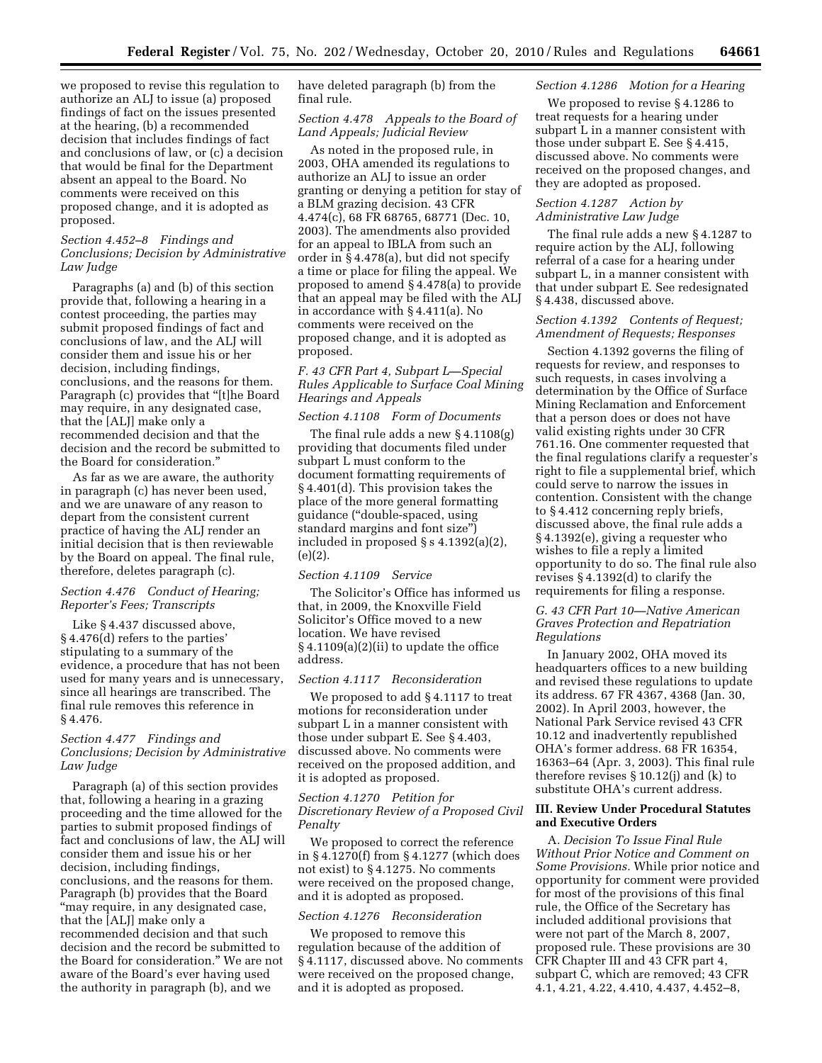we proposed to revise this regulation to authorize an ALJ to issue (a) proposed findings of fact on the issues presented at the hearing, (b) a recommended decision that includes findings of fact and conclusions of law, or (c) a decision that would be final for the Department absent an appeal to the Board. No comments were received on this proposed change, and it is adopted as proposed.

*Section 4.452–8 Findings and Conclusions; Decision by Administrative Law Judge*

Paragraphs (a) and (b) of this section provide that, following a hearing in a contest proceeding, the parties may submit proposed findings of fact and conclusions of law, and the ALJ will consider them and issue his or her decision, including findings, conclusions, and the reasons for them. Paragraph (c) provides that "[t]he Board may require, in any designated case, that the [ALJ] make only a recommended decision and that the decision and the record be submitted to the Board for consideration."

As far as we are aware, the authority in paragraph (c) has never been used, and we are unaware of any reason to depart from the consistent current practice of having the ALJ render an initial decision that is then reviewable by the Board on appeal. The final rule, therefore, deletes paragraph (c).

*Section 4.476 Conduct of Hearing; Reporter's Fees; Transcripts*

Like § 4.437 discussed above, § 4.476(d) refers to the parties' stipulating to a summary of the evidence, a procedure that has not been used for many years and is unnecessary, since all hearings are transcribed. The final rule removes this reference in § 4.476.

*Section 4.477 Findings and Conclusions; Decision by Administrative Law Judge*

Paragraph (a) of this section provides that, following a hearing in a grazing proceeding and the time allowed for the parties to submit proposed findings of fact and conclusions of law, the ALJ will consider them and issue his or her decision, including findings, conclusions, and the reasons for them. Paragraph (b) provides that the Board "may require, in any designated case, that the [ALJ] make only a recommended decision and that such decision and the record be submitted to the Board for consideration." We are not aware of the Board's ever having used the authority in paragraph (b), and we have deleted paragraph (b) from the final rule.

*Section 4.478 Appeals to the Board of Land Appeals; Judicial Review*

As noted in the proposed rule, in 2003, OHA amended its regulations to authorize an ALJ to issue an order granting or denying a petition for stay of a BLM grazing decision. 43 CFR 4.474(c), 68 FR 68765, 68771 (Dec. 10, 2003). The amendments also provided for an appeal to IBLA from such an order in § 4.478(a), but did not specify a time or place for filing the appeal. We proposed to amend § 4.478(a) to provide that an appeal may be filed with the ALJ in accordance with § 4.411(a). No comments were received on the proposed change, and it is adopted as proposed.

### F. 43 CFR Part 4, Subpart L—Special Rules Applicable to Surface Coal Mining Hearings and Appeals

*Section 4.1108 Form of Documents*

The final rule adds a new § 4.1108(g) providing that documents filed under subpart L must conform to the document formatting requirements of § 4.401(d). This provision takes the place of the more general formatting guidance ("double-spaced, using standard margins and font size") included in proposed § s 4.1392(a)(2), (e)(2).

*Section 4.1109 Service*

The Solicitor's Office has informed us that, in 2009, the Knoxville Field Solicitor's Office moved to a new location. We have revised § 4.1109(a)(2)(ii) to update the office address.

*Section 4.1117 Reconsideration*

We proposed to add § 4.1117 to treat motions for reconsideration under subpart L in a manner consistent with those under subpart E. See § 4.403, discussed above. No comments were received on the proposed addition, and it is adopted as proposed.

*Section 4.1270 Petition for Discretionary Review of a Proposed Civil Penalty*

We proposed to correct the reference in § 4.1270(f) from § 4.1277 (which does not exist) to § 4.1275. No comments were received on the proposed change, and it is adopted as proposed.

*Section 4.1276 Reconsideration*

We proposed to remove this regulation because of the addition of § 4.1117, discussed above. No comments were received on the proposed change, and it is adopted as proposed.

*Section 4.1286 Motion for a Hearing*

We proposed to revise § 4.1286 to treat requests for a hearing under subpart L in a manner consistent with those under subpart E. See § 4.415, discussed above. No comments were received on the proposed changes, and they are adopted as proposed.

*Section 4.1287 Action by Administrative Law Judge*

The final rule adds a new § 4.1287 to require action by the ALJ, following referral of a case for a hearing under subpart L, in a manner consistent with that under subpart E. See redesignated § 4.438, discussed above.

*Section 4.1392 Contents of Request; Amendment of Requests; Responses*

Section 4.1392 governs the filing of requests for review, and responses to such requests, in cases involving a determination by the Office of Surface Mining Reclamation and Enforcement that a person does or does not have valid existing rights under 30 CFR 761.16. One commenter requested that the final regulations clarify a requester's right to file a supplemental brief, which could serve to narrow the issues in contention. Consistent with the change to § 4.412 concerning reply briefs, discussed above, the final rule adds a § 4.1392(e), giving a requester who wishes to file a reply a limited opportunity to do so. The final rule also revises § 4.1392(d) to clarify the requirements for filing a response.

### G. 43 CFR Part 10—Native American Graves Protection and Repatriation Regulations

In January 2002, OHA moved its headquarters offices to a new building and revised these regulations to update its address. 67 FR 4367, 4368 (Jan. 30, 2002). In April 2003, however, the National Park Service revised 43 CFR 10.12 and inadvertently republished OHA's former address. 68 FR 16354, 16363–64 (Apr. 3, 2003). This final rule therefore revises § 10.12(j) and (k) to substitute OHA's current address.

## III. Review Under Procedural Statutes and Executive Orders

A. *Decision To Issue Final Rule Without Prior Notice and Comment on Some Provisions.* While prior notice and opportunity for comment were provided for most of the provisions of this final rule, the Office of the Secretary has included additional provisions that were not part of the March 8, 2007, proposed rule. These provisions are 30 CFR Chapter III and 43 CFR part 4, subpart C, which are removed; 43 CFR 4.1, 4.21, 4.22, 4.410, 4.437, 4.452–8,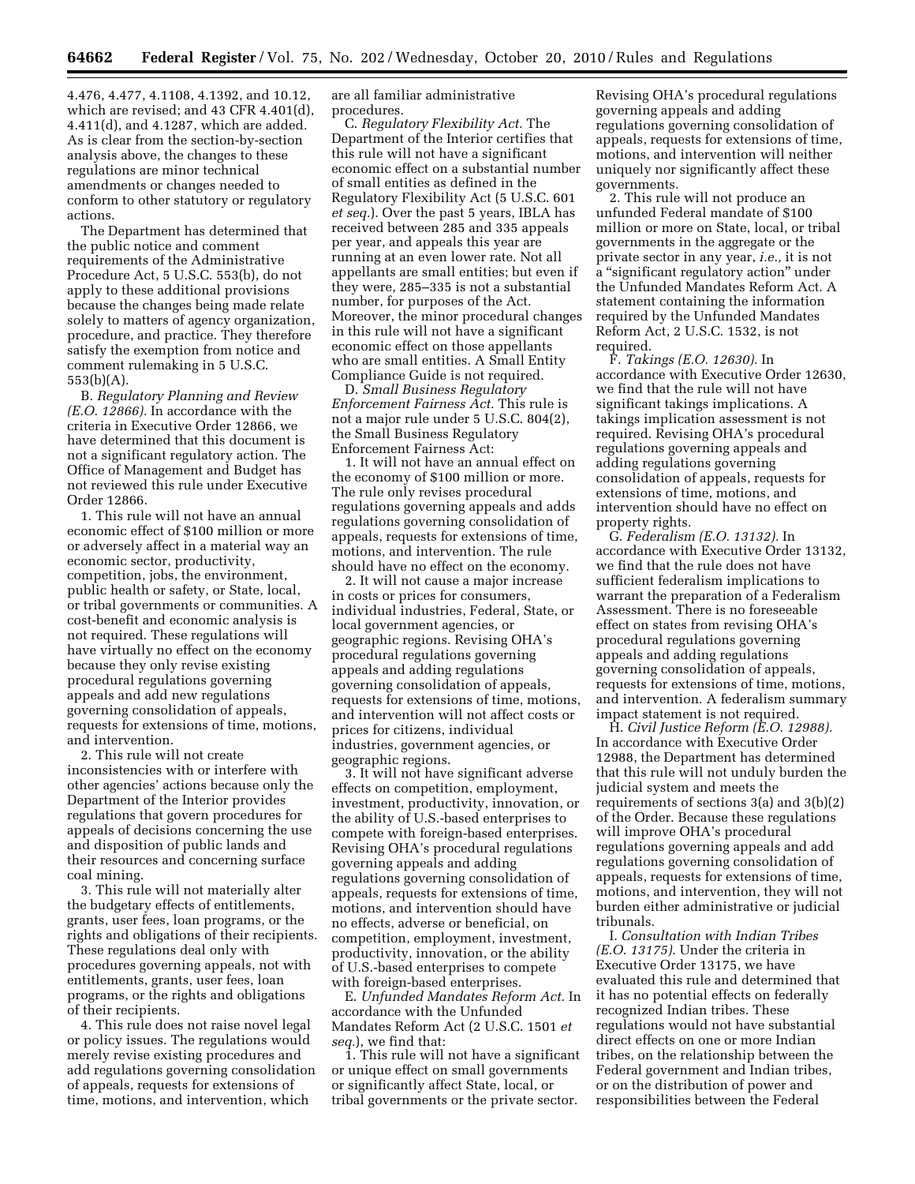4.476, 4.477, 4.1108, 4.1392, and 10.12, which are revised; and 43 CFR 4.401(d), 4.411(d), and 4.1287, which are added. As is clear from the section-by-section analysis above, the changes to these regulations are minor technical amendments or changes needed to conform to other statutory or regulatory actions.

The Department has determined that the public notice and comment requirements of the Administrative Procedure Act, 5 U.S.C. 553(b), do not apply to these additional provisions because the changes being made relate solely to matters of agency organization, procedure, and practice. They therefore satisfy the exemption from notice and comment rulemaking in 5 U.S.C. 553(b)(A).

B. *Regulatory Planning and Review (E.O. 12866).* In accordance with the criteria in Executive Order 12866, we have determined that this document is not a significant regulatory action. The Office of Management and Budget has not reviewed this rule under Executive Order 12866.

1. This rule will not have an annual economic effect of $100 million or more or adversely affect in a material way an economic sector, productivity, competition, jobs, the environment, public health or safety, or State, local, or tribal governments or communities. A cost-benefit and economic analysis is not required. These regulations will have virtually no effect on the economy because they only revise existing procedural regulations governing appeals and add new regulations governing consolidation of appeals, requests for extensions of time, motions, and intervention.

2. This rule will not create inconsistencies with or interfere with other agencies' actions because only the Department of the Interior provides regulations that govern procedures for appeals of decisions concerning the use and disposition of public lands and their resources and concerning surface coal mining.

3. This rule will not materially alter the budgetary effects of entitlements, grants, user fees, loan programs, or the rights and obligations of their recipients. These regulations deal only with procedures governing appeals, not with entitlements, grants, user fees, loan programs, or the rights and obligations of their recipients.

4. This rule does not raise novel legal or policy issues. The regulations would merely revise existing procedures and add regulations governing consolidation of appeals, requests for extensions of time, motions, and intervention, which are all familiar administrative procedures.

C. *Regulatory Flexibility Act.* The Department of the Interior certifies that this rule will not have a significant economic effect on a substantial number of small entities as defined in the Regulatory Flexibility Act (5 U.S.C. 601 *et seq.*). Over the past 5 years, IBLA has received between 285 and 335 appeals per year, and appeals this year are running at an even lower rate. Not all appellants are small entities; but even if they were, 285–335 is not a substantial number, for purposes of the Act. Moreover, the minor procedural changes in this rule will not have a significant economic effect on those appellants who are small entities. A Small Entity Compliance Guide is not required.

D. *Small Business Regulatory Enforcement Fairness Act.* This rule is not a major rule under 5 U.S.C. 804(2), the Small Business Regulatory Enforcement Fairness Act:

1. It will not have an annual effect on the economy of $100 million or more. The rule only revises procedural regulations governing appeals and adds regulations governing consolidation of appeals, requests for extensions of time, motions, and intervention. The rule should have no effect on the economy.

2. It will not cause a major increase in costs or prices for consumers, individual industries, Federal, State, or local government agencies, or geographic regions. Revising OHA's procedural regulations governing appeals and adding regulations governing consolidation of appeals, requests for extensions of time, motions, and intervention will not affect costs or prices for citizens, individual industries, government agencies, or geographic regions.

3. It will not have significant adverse effects on competition, employment, investment, productivity, innovation, or the ability of U.S.-based enterprises to compete with foreign-based enterprises. Revising OHA's procedural regulations governing appeals and adding regulations governing consolidation of appeals, requests for extensions of time, motions, and intervention should have no effects, adverse or beneficial, on competition, employment, investment, productivity, innovation, or the ability of U.S.-based enterprises to compete with foreign-based enterprises.

E. *Unfunded Mandates Reform Act.* In accordance with the Unfunded Mandates Reform Act (2 U.S.C. 1501 *et seq.*), we find that:

1. This rule will not have a significant or unique effect on small governments or significantly affect State, local, or tribal governments or the private sector. Revising OHA's procedural regulations governing appeals and adding regulations governing consolidation of appeals, requests for extensions of time, motions, and intervention will neither uniquely nor significantly affect these governments.

2. This rule will not produce an unfunded Federal mandate of $100 million or more on State, local, or tribal governments in the aggregate or the private sector in any year, *i.e.,* it is not a "significant regulatory action" under the Unfunded Mandates Reform Act. A statement containing the information required by the Unfunded Mandates Reform Act, 2 U.S.C. 1532, is not required.

F. *Takings (E.O. 12630).* In accordance with Executive Order 12630, we find that the rule will not have significant takings implications. A takings implication assessment is not required. Revising OHA's procedural regulations governing appeals and adding regulations governing consolidation of appeals, requests for extensions of time, motions, and intervention should have no effect on property rights.

G. *Federalism (E.O. 13132).* In accordance with Executive Order 13132, we find that the rule does not have sufficient federalism implications to warrant the preparation of a Federalism Assessment. There is no foreseeable effect on states from revising OHA's procedural regulations governing appeals and adding regulations governing consolidation of appeals, requests for extensions of time, motions, and intervention. A federalism summary impact statement is not required.

H. *Civil Justice Reform (E.O. 12988).* In accordance with Executive Order 12988, the Department has determined that this rule will not unduly burden the judicial system and meets the requirements of sections 3(a) and 3(b)(2) of the Order. Because these regulations will improve OHA's procedural regulations governing appeals and add regulations governing consolidation of appeals, requests for extensions of time, motions, and intervention, they will not burden either administrative or judicial tribunals.

I. *Consultation with Indian Tribes (E.O. 13175).* Under the criteria in Executive Order 13175, we have evaluated this rule and determined that it has no potential effects on federally recognized Indian tribes. These regulations would not have substantial direct effects on one or more Indian tribes, on the relationship between the Federal government and Indian tribes, or on the distribution of power and responsibilities between the Federal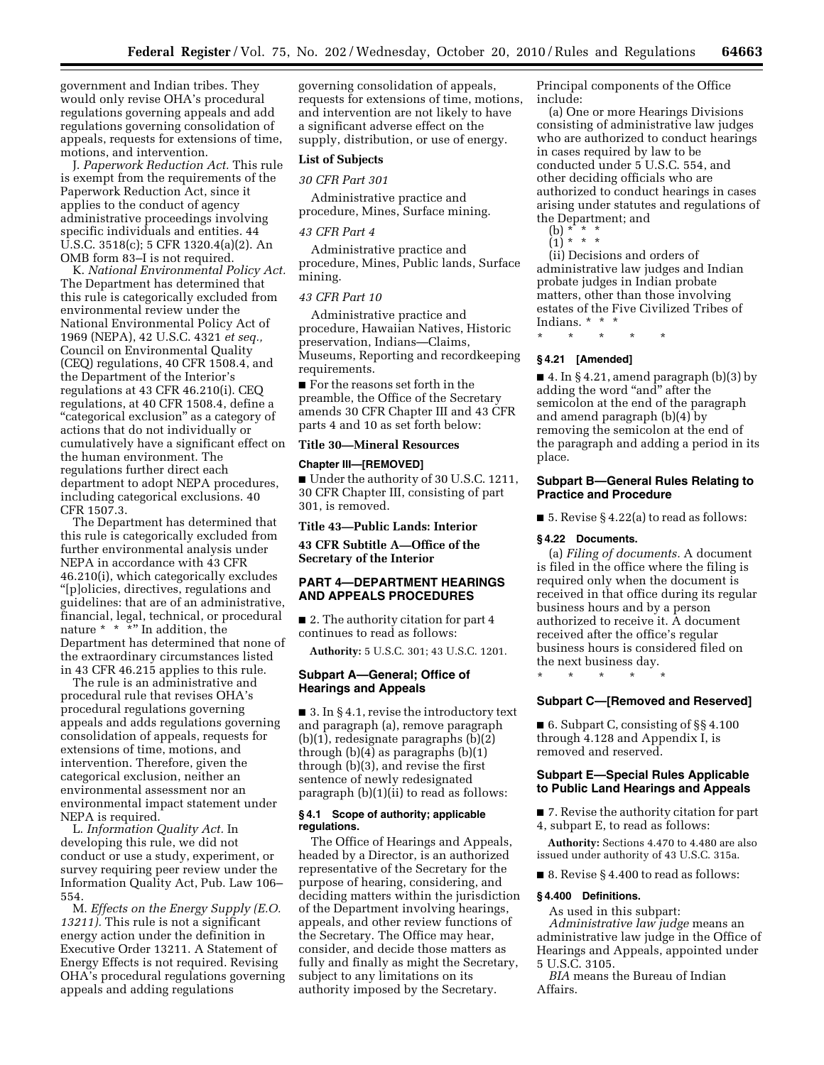government and Indian tribes. They would only revise OHA's procedural regulations governing appeals and add regulations governing consolidation of appeals, requests for extensions of time, motions, and intervention.

J. *Paperwork Reduction Act.* This rule is exempt from the requirements of the Paperwork Reduction Act, since it applies to the conduct of agency administrative proceedings involving specific individuals and entities. 44 U.S.C. 3518(c); 5 CFR 1320.4(a)(2). An OMB form 83–I is not required.

K. *National Environmental Policy Act.* The Department has determined that this rule is categorically excluded from environmental review under the National Environmental Policy Act of 1969 (NEPA), 42 U.S.C. 4321 *et seq.,* Council on Environmental Quality (CEQ) regulations, 40 CFR 1508.4, and the Department of the Interior's regulations at 43 CFR 46.210(i). CEQ regulations, at 40 CFR 1508.4, define a "categorical exclusion" as a category of actions that do not individually or cumulatively have a significant effect on the human environment. The regulations further direct each department to adopt NEPA procedures, including categorical exclusions. 40 CFR 1507.3.

The Department has determined that this rule is categorically excluded from further environmental analysis under NEPA in accordance with 43 CFR 46.210(i), which categorically excludes "[p]olicies, directives, regulations and guidelines: that are of an administrative, financial, legal, technical, or procedural nature * * *" In addition, the Department has determined that none of the extraordinary circumstances listed in 43 CFR 46.215 applies to this rule.

The rule is an administrative and procedural rule that revises OHA's procedural regulations governing appeals and adds regulations governing consolidation of appeals, requests for extensions of time, motions, and intervention. Therefore, given the categorical exclusion, neither an environmental assessment nor an environmental impact statement under NEPA is required.

L. *Information Quality Act.* In developing this rule, we did not conduct or use a study, experiment, or survey requiring peer review under the Information Quality Act, Pub. Law 106–554.

M. *Effects on the Energy Supply (E.O. 13211).* This rule is not a significant energy action under the definition in Executive Order 13211. A Statement of Energy Effects is not required. Revising OHA's procedural regulations governing appeals and adding regulations governing consolidation of appeals, requests for extensions of time, motions, and intervention are not likely to have a significant adverse effect on the supply, distribution, or use of energy.

**List of Subjects**

*30 CFR Part 301*

Administrative practice and procedure, Mines, Surface mining.

*43 CFR Part 4*

Administrative practice and procedure, Mines, Public lands, Surface mining.

*43 CFR Part 10*

Administrative practice and procedure, Hawaiian Natives, Historic preservation, Indians—Claims, Museums, Reporting and recordkeeping requirements.

■ For the reasons set forth in the preamble, the Office of the Secretary amends 30 CFR Chapter III and 43 CFR parts 4 and 10 as set forth below:

## Title 30—Mineral Resources

### Chapter III—[REMOVED]

■ Under the authority of 30 U.S.C. 1211, 30 CFR Chapter III, consisting of part 301, is removed.

## Title 43—Public Lands: Interior

## 43 CFR Subtitle A—Office of the Secretary of the Interior

## PART 4—DEPARTMENT HEARINGS AND APPEALS PROCEDURES

■ 2. The authority citation for part 4 continues to read as follows:

**Authority:** 5 U.S.C. 301; 43 U.S.C. 1201.

### Subpart A—General; Office of Hearings and Appeals

■ 3. In § 4.1, revise the introductory text and paragraph (a), remove paragraph (b)(1), redesignate paragraphs (b)(2) through (b)(4) as paragraphs (b)(1) through (b)(3), and revise the first sentence of newly redesignated paragraph (b)(1)(ii) to read as follows:

#### § 4.1 Scope of authority; applicable regulations.

The Office of Hearings and Appeals, headed by a Director, is an authorized representative of the Secretary for the purpose of hearing, considering, and deciding matters within the jurisdiction of the Department involving hearings, appeals, and other review functions of the Secretary. The Office may hear, consider, and decide those matters as fully and finally as might the Secretary, subject to any limitations on its authority imposed by the Secretary. Principal components of the Office include:

(a) One or more Hearings Divisions consisting of administrative law judges who are authorized to conduct hearings in cases required by law to be conducted under 5 U.S.C. 554, and other deciding officials who are authorized to conduct hearings in cases arising under statutes and regulations of the Department; and

(b) * * *

(1) * * *

(ii) Decisions and orders of administrative law judges and Indian probate judges in Indian probate matters, other than those involving estates of the Five Civilized Tribes of Indians. * * *

\* \* \* \* \*

#### § 4.21 [Amended]

■ 4. In § 4.21, amend paragraph (b)(3) by adding the word "and" after the semicolon at the end of the paragraph and amend paragraph (b)(4) by removing the semicolon at the end of the paragraph and adding a period in its place.

### Subpart B—General Rules Relating to Practice and Procedure

■ 5. Revise § 4.22(a) to read as follows:

#### § 4.22 Documents.

(a) *Filing of documents.* A document is filed in the office where the filing is required only when the document is received in that office during its regular business hours and by a person authorized to receive it. A document received after the office's regular business hours is considered filed on the next business day.

\* \* \* \* \*

### Subpart C—[Removed and Reserved]

■ 6. Subpart C, consisting of §§ 4.100 through 4.128 and Appendix I, is removed and reserved.

### Subpart E—Special Rules Applicable to Public Land Hearings and Appeals

■ 7. Revise the authority citation for part 4, subpart E, to read as follows:

**Authority:** Sections 4.470 to 4.480 are also issued under authority of 43 U.S.C. 315a.

■ 8. Revise § 4.400 to read as follows:

#### § 4.400 Definitions.

As used in this subpart:

*Administrative law judge* means an administrative law judge in the Office of Hearings and Appeals, appointed under 5 U.S.C. 3105.

*BIA* means the Bureau of Indian Affairs.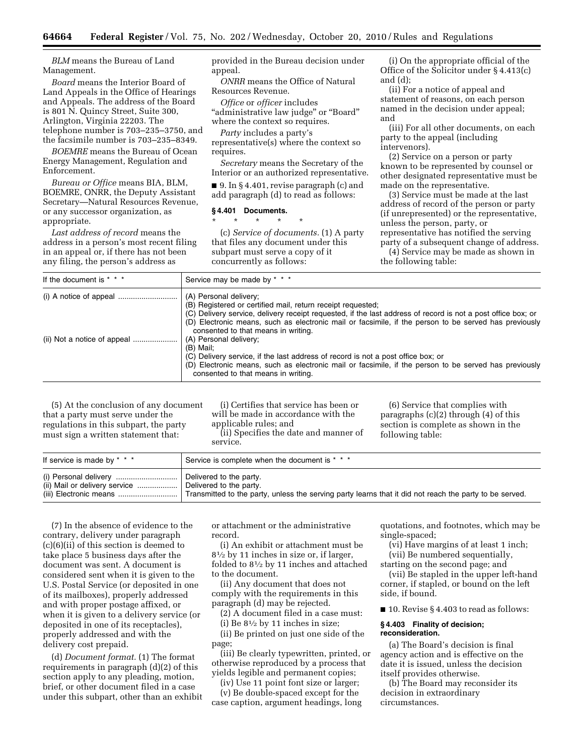*BLM* means the Bureau of Land Management.

*Board* means the Interior Board of Land Appeals in the Office of Hearings and Appeals. The address of the Board is 801 N. Quincy Street, Suite 300, Arlington, Virginia 22203. The telephone number is 703–235–3750, and the facsimile number is 703–235–8349.

*BOEMRE* means the Bureau of Ocean Energy Management, Regulation and Enforcement.

*Bureau or Office* means BIA, BLM, BOEMRE, ONRR, the Deputy Assistant Secretary—Natural Resources Revenue, or any successor organization, as appropriate.

*Last address of record* means the address in a person's most recent filing in an appeal or, if there has not been any filing, the person's address as provided in the Bureau decision under appeal.

*ONRR* means the Office of Natural Resources Revenue.

*Office* or *officer* includes "administrative law judge" or "Board" where the context so requires.

*Party* includes a party's representative(s) where the context so requires.

*Secretary* means the Secretary of the Interior or an authorized representative.

■ 9. In § 4.401, revise paragraph (c) and add paragraph (d) to read as follows:

**§ 4.401 Documents.**

\* \* \* \* \*

(c) *Service of documents.* (1) A party that files any document under this subpart must serve a copy of it concurrently as follows:

(i) On the appropriate official of the Office of the Solicitor under § 4.413(c) and (d);

(ii) For a notice of appeal and statement of reasons, on each person named in the decision under appeal; and

(iii) For all other documents, on each party to the appeal (including intervenors).

(2) Service on a person or party known to be represented by counsel or other designated representative must be made on the representative.

(3) Service must be made at the last address of record of the person or party (if unrepresented) or the representative, unless the person, party, or representative has notified the serving party of a subsequent change of address.

(4) Service may be made as shown in the following table:

| If the document is * * * | Service may be made by * * * |
|---|---|
| (i) A notice of appeal | (A) Personal delivery;<br>(B) Registered or certified mail, return receipt requested;<br>(C) Delivery service, delivery receipt requested, if the last address of record is not a post office box; or<br>(D) Electronic means, such as electronic mail or facsimile, if the person to be served has previously consented to that means in writing. |
| (ii) Not a notice of appeal | (A) Personal delivery;<br>(B) Mail;<br>(C) Delivery service, if the last address of record is not a post office box; or<br>(D) Electronic means, such as electronic mail or facsimile, if the person to be served has previously consented to that means in writing. |

(5) At the conclusion of any document that a party must serve under the regulations in this subpart, the party must sign a written statement that:

(i) Certifies that service has been or will be made in accordance with the applicable rules; and

(ii) Specifies the date and manner of service.

(6) Service that complies with paragraphs (c)(2) through (4) of this section is complete as shown in the following table:

| If service is made by * * * | Service is complete when the document is * * * |
|---|---|
| (i) Personal delivery | Delivered to the party. |
| (ii) Mail or delivery service | Delivered to the party. |
| (iii) Electronic means | Transmitted to the party, unless the serving party learns that it did not reach the party to be served. |

(7) In the absence of evidence to the contrary, delivery under paragraph (c)(6)(ii) of this section is deemed to take place 5 business days after the document was sent. A document is considered sent when it is given to the U.S. Postal Service (or deposited in one of its mailboxes), properly addressed and with proper postage affixed, or when it is given to a delivery service (or deposited in one of its receptacles), properly addressed and with the delivery cost prepaid.

(d) *Document format.* (1) The format requirements in paragraph (d)(2) of this section apply to any pleading, motion, brief, or other document filed in a case under this subpart, other than an exhibit or attachment or the administrative record.

(i) An exhibit or attachment must be 8½ by 11 inches in size or, if larger, folded to 8½ by 11 inches and attached to the document.

(ii) Any document that does not comply with the requirements in this paragraph (d) may be rejected.

(2) A document filed in a case must:

(i) Be 8½ by 11 inches in size;

(ii) Be printed on just one side of the page;

(iii) Be clearly typewritten, printed, or otherwise reproduced by a process that yields legible and permanent copies;

(iv) Use 11 point font size or larger;

(v) Be double-spaced except for the case caption, argument headings, long quotations, and footnotes, which may be single-spaced;

(vi) Have margins of at least 1 inch;

(vii) Be numbered sequentially, starting on the second page; and

(vii) Be stapled in the upper left-hand corner, if stapled, or bound on the left side, if bound.

■ 10. Revise § 4.403 to read as follows:

**§ 4.403 Finality of decision; reconsideration.**

(a) The Board's decision is final agency action and is effective on the date it is issued, unless the decision itself provides otherwise.

(b) The Board may reconsider its decision in extraordinary circumstances.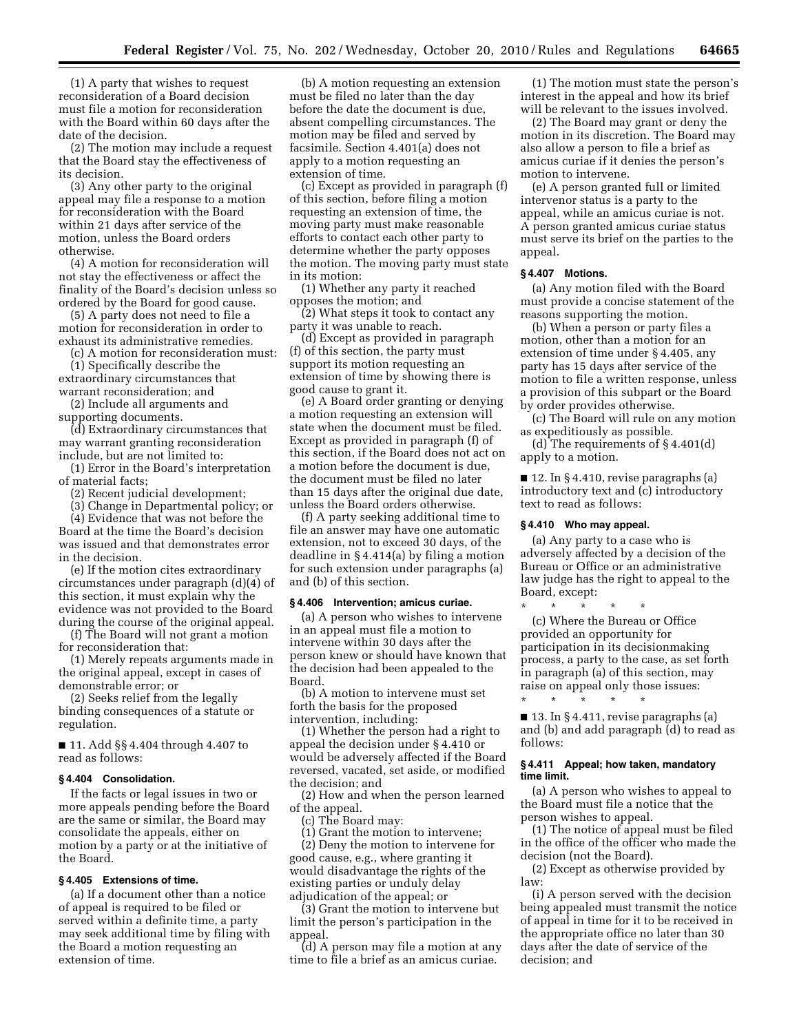(1) A party that wishes to request reconsideration of a Board decision must file a motion for reconsideration with the Board within 60 days after the date of the decision.

(2) The motion may include a request that the Board stay the effectiveness of its decision.

(3) Any other party to the original appeal may file a response to a motion for reconsideration with the Board within 21 days after service of the motion, unless the Board orders otherwise.

(4) A motion for reconsideration will not stay the effectiveness or affect the finality of the Board's decision unless so ordered by the Board for good cause.

(5) A party does not need to file a motion for reconsideration in order to exhaust its administrative remedies.

(c) A motion for reconsideration must:

(1) Specifically describe the extraordinary circumstances that warrant reconsideration; and

(2) Include all arguments and supporting documents.

(d) Extraordinary circumstances that may warrant granting reconsideration include, but are not limited to:

(1) Error in the Board's interpretation of material facts;

(2) Recent judicial development;

(3) Change in Departmental policy; or

(4) Evidence that was not before the Board at the time the Board's decision was issued and that demonstrates error in the decision.

(e) If the motion cites extraordinary circumstances under paragraph (d)(4) of this section, it must explain why the evidence was not provided to the Board during the course of the original appeal.

(f) The Board will not grant a motion for reconsideration that:

(1) Merely repeats arguments made in the original appeal, except in cases of demonstrable error; or

(2) Seeks relief from the legally binding consequences of a statute or regulation.

■ 11. Add §§ 4.404 through 4.407 to read as follows:

#### § 4.404 Consolidation.

If the facts or legal issues in two or more appeals pending before the Board are the same or similar, the Board may consolidate the appeals, either on motion by a party or at the initiative of the Board.

#### § 4.405 Extensions of time.

(a) If a document other than a notice of appeal is required to be filed or served within a definite time, a party may seek additional time by filing with the Board a motion requesting an extension of time.

(b) A motion requesting an extension must be filed no later than the day before the date the document is due, absent compelling circumstances. The motion may be filed and served by facsimile. Section 4.401(a) does not apply to a motion requesting an extension of time.

(c) Except as provided in paragraph (f) of this section, before filing a motion requesting an extension of time, the moving party must make reasonable efforts to contact each other party to determine whether the party opposes the motion. The moving party must state in its motion:

(1) Whether any party it reached opposes the motion; and

(2) What steps it took to contact any party it was unable to reach.

(d) Except as provided in paragraph (f) of this section, the party must support its motion requesting an extension of time by showing there is good cause to grant it.

(e) A Board order granting or denying a motion requesting an extension will state when the document must be filed. Except as provided in paragraph (f) of this section, if the Board does not act on a motion before the document is due, the document must be filed no later than 15 days after the original due date, unless the Board orders otherwise.

(f) A party seeking additional time to file an answer may have one automatic extension, not to exceed 30 days, of the deadline in § 4.414(a) by filing a motion for such extension under paragraphs (a) and (b) of this section.

#### § 4.406 Intervention; amicus curiae.

(a) A person who wishes to intervene in an appeal must file a motion to intervene within 30 days after the person knew or should have known that the decision had been appealed to the Board.

(b) A motion to intervene must set forth the basis for the proposed intervention, including:

(1) Whether the person had a right to appeal the decision under § 4.410 or would be adversely affected if the Board reversed, vacated, set aside, or modified the decision; and

(2) How and when the person learned of the appeal.

(c) The Board may:

(1) Grant the motion to intervene;

(2) Deny the motion to intervene for good cause, e.g., where granting it would disadvantage the rights of the existing parties or unduly delay adjudication of the appeal; or

(3) Grant the motion to intervene but limit the person's participation in the appeal.

(d) A person may file a motion at any time to file a brief as an amicus curiae.

(1) The motion must state the person's interest in the appeal and how its brief will be relevant to the issues involved.

(2) The Board may grant or deny the motion in its discretion. The Board may also allow a person to file a brief as amicus curiae if it denies the person's motion to intervene.

(e) A person granted full or limited intervenor status is a party to the appeal, while an amicus curiae is not. A person granted amicus curiae status must serve its brief on the parties to the appeal.

#### § 4.407 Motions.

(a) Any motion filed with the Board must provide a concise statement of the reasons supporting the motion.

(b) When a person or party files a motion, other than a motion for an extension of time under § 4.405, any party has 15 days after service of the motion to file a written response, unless a provision of this subpart or the Board by order provides otherwise.

(c) The Board will rule on any motion as expeditiously as possible.

(d) The requirements of § 4.401(d) apply to a motion.

■ 12. In § 4.410, revise paragraphs (a) introductory text and (c) introductory text to read as follows:

#### § 4.410 Who may appeal.

(a) Any party to a case who is adversely affected by a decision of the Bureau or Office or an administrative law judge has the right to appeal to the Board, except:

\* \* \* \* \*

(c) Where the Bureau or Office provided an opportunity for participation in its decisionmaking process, a party to the case, as set forth in paragraph (a) of this section, may raise on appeal only those issues:

\* \* \* \* \*

■ 13. In § 4.411, revise paragraphs (a) and (b) and add paragraph (d) to read as follows:

#### § 4.411 Appeal; how taken, mandatory time limit.

(a) A person who wishes to appeal to the Board must file a notice that the person wishes to appeal.

(1) The notice of appeal must be filed in the office of the officer who made the decision (not the Board).

(2) Except as otherwise provided by law:

(i) A person served with the decision being appealed must transmit the notice of appeal in time for it to be received in the appropriate office no later than 30 days after the date of service of the decision; and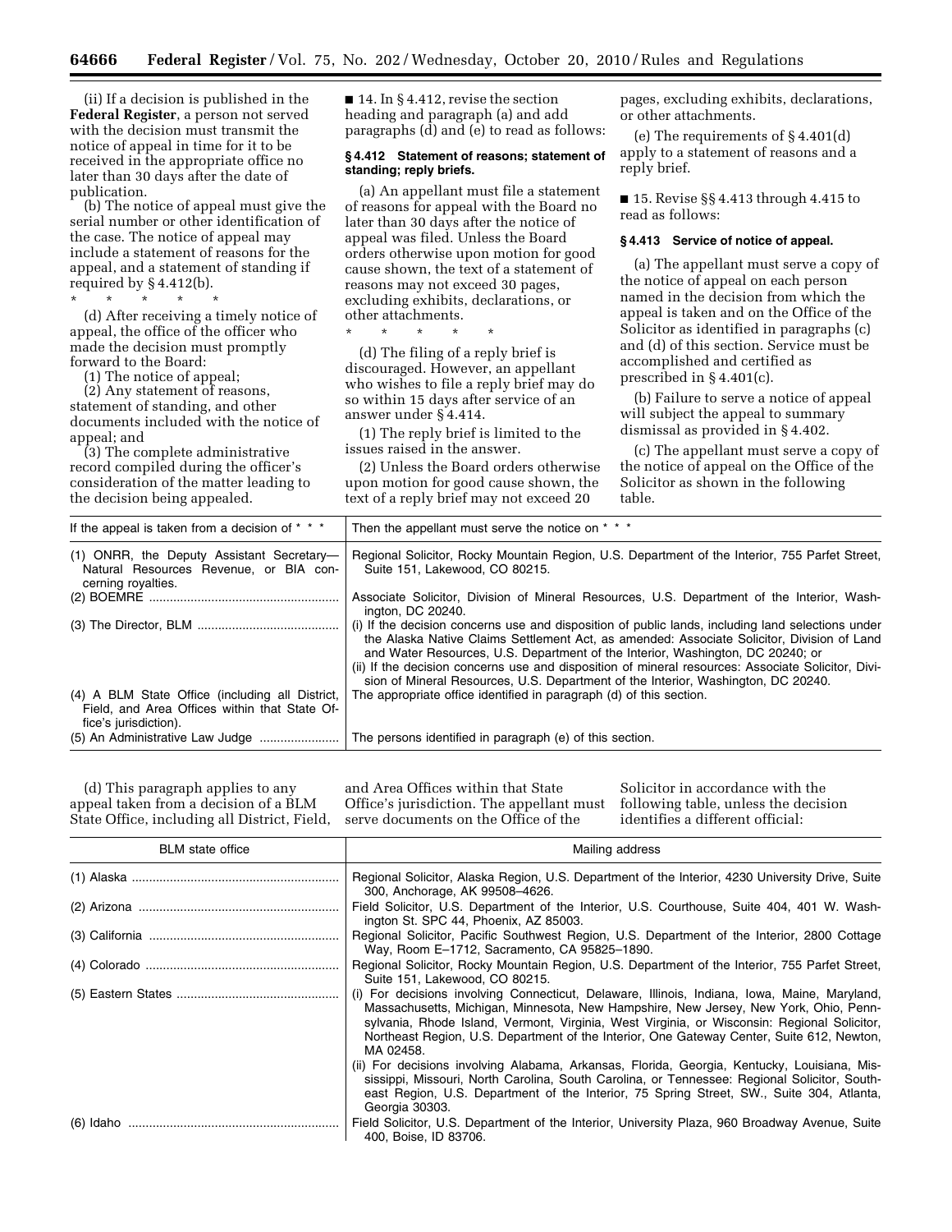(ii) If a decision is published in the **Federal Register**, a person not served with the decision must transmit the notice of appeal in time for it to be received in the appropriate office no later than 30 days after the date of publication.

(b) The notice of appeal must give the serial number or other identification of the case. The notice of appeal may include a statement of reasons for the appeal, and a statement of standing if required by § 4.412(b).

\* \* \* \* \*

(d) After receiving a timely notice of appeal, the office of the officer who made the decision must promptly forward to the Board:

(1) The notice of appeal;

(2) Any statement of reasons, statement of standing, and other documents included with the notice of appeal; and

(3) The complete administrative record compiled during the officer's consideration of the matter leading to the decision being appealed.

■ 14. In § 4.412, revise the section heading and paragraph (a) and add paragraphs (d) and (e) to read as follows:

**§ 4.412 Statement of reasons; statement of standing; reply briefs.**

(a) An appellant must file a statement of reasons for appeal with the Board no later than 30 days after the notice of appeal was filed. Unless the Board orders otherwise upon motion for good cause shown, the text of a statement of reasons may not exceed 30 pages, excluding exhibits, declarations, or other attachments.

\* \* \* \* \*

(d) The filing of a reply brief is discouraged. However, an appellant who wishes to file a reply brief may do so within 15 days after service of an answer under § 4.414.

(1) The reply brief is limited to the issues raised in the answer.

(2) Unless the Board orders otherwise upon motion for good cause shown, the text of a reply brief may not exceed 20 pages, excluding exhibits, declarations, or other attachments.

(e) The requirements of § 4.401(d) apply to a statement of reasons and a reply brief.

■ 15. Revise §§ 4.413 through 4.415 to read as follows:

**§ 4.413 Service of notice of appeal.**

(a) The appellant must serve a copy of the notice of appeal on each person named in the decision from which the appeal is taken and on the Office of the Solicitor as identified in paragraphs (c) and (d) of this section. Service must be accomplished and certified as prescribed in § 4.401(c).

(b) Failure to serve a notice of appeal will subject the appeal to summary dismissal as provided in § 4.402.

(c) The appellant must serve a copy of the notice of appeal on the Office of the Solicitor as shown in the following table.

| If the appeal is taken from a decision of * * * | Then the appellant must serve the notice on * * * |
|---|---|
| (1) ONRR, the Deputy Assistant Secretary—Natural Resources Revenue, or BIA concerning royalties. | Regional Solicitor, Rocky Mountain Region, U.S. Department of the Interior, 755 Parfet Street, Suite 151, Lakewood, CO 80215. |
| (2) BOEMRE | Associate Solicitor, Division of Mineral Resources, U.S. Department of the Interior, Washington, DC 20240. |
| (3) The Director, BLM | (i) If the decision concerns use and disposition of public lands, including land selections under the Alaska Native Claims Settlement Act, as amended: Associate Solicitor, Division of Land and Water Resources, U.S. Department of the Interior, Washington, DC 20240; or<br>(ii) If the decision concerns use and disposition of mineral resources: Associate Solicitor, Division of Mineral Resources, U.S. Department of the Interior, Washington, DC 20240. |
| (4) A BLM State Office (including all District, Field, and Area Offices within that State Office's jurisdiction). | The appropriate office identified in paragraph (d) of this section. |
| (5) An Administrative Law Judge | The persons identified in paragraph (e) of this section. |

(d) This paragraph applies to any appeal taken from a decision of a BLM State Office, including all District, Field, and Area Offices within that State Office's jurisdiction. The appellant must serve documents on the Office of the Solicitor in accordance with the following table, unless the decision identifies a different official:

| BLM state office | Mailing address |
|---|---|
| (1) Alaska | Regional Solicitor, Alaska Region, U.S. Department of the Interior, 4230 University Drive, Suite 300, Anchorage, AK 99508–4626. |
| (2) Arizona | Field Solicitor, U.S. Department of the Interior, U.S. Courthouse, Suite 404, 401 W. Washington St. SPC 44, Phoenix, AZ 85003. |
| (3) California | Regional Solicitor, Pacific Southwest Region, U.S. Department of the Interior, 2800 Cottage Way, Room E–1712, Sacramento, CA 95825–1890. |
| (4) Colorado | Regional Solicitor, Rocky Mountain Region, U.S. Department of the Interior, 755 Parfet Street, Suite 151, Lakewood, CO 80215. |
| (5) Eastern States | (i) For decisions involving Connecticut, Delaware, Illinois, Indiana, Iowa, Maine, Maryland, Massachusetts, Michigan, Minnesota, New Hampshire, New Jersey, New York, Ohio, Pennsylvania, Rhode Island, Vermont, Virginia, West Virginia, or Wisconsin: Regional Solicitor, Northeast Region, U.S. Department of the Interior, One Gateway Center, Suite 612, Newton, MA 02458.<br>(ii) For decisions involving Alabama, Arkansas, Florida, Georgia, Kentucky, Louisiana, Mississippi, Missouri, North Carolina, South Carolina, or Tennessee: Regional Solicitor, Southeast Region, U.S. Department of the Interior, 75 Spring Street, SW., Suite 304, Atlanta, Georgia 30303. |
| (6) Idaho | Field Solicitor, U.S. Department of the Interior, University Plaza, 960 Broadway Avenue, Suite 400, Boise, ID 83706. |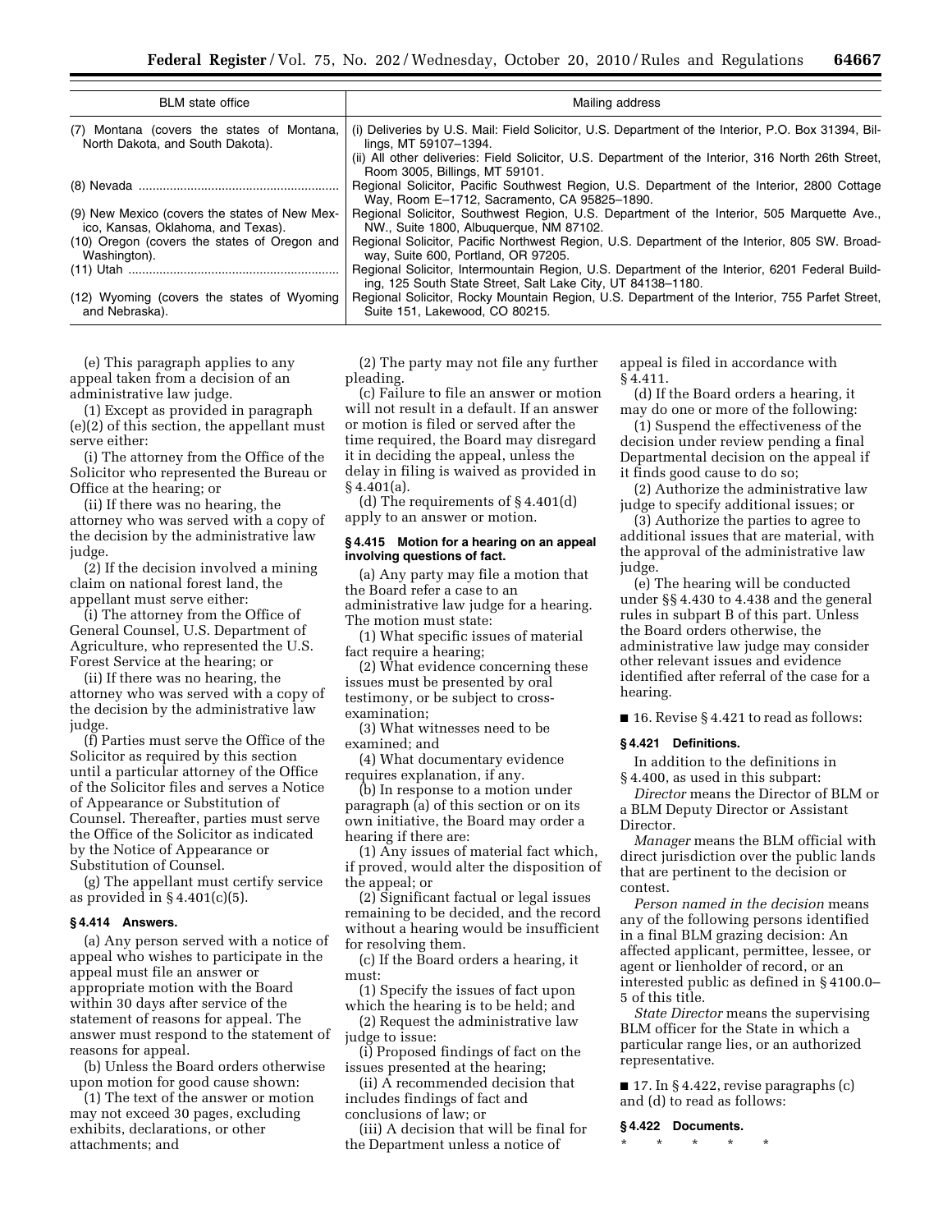| BLM state office | Mailing address |
| --- | --- |
| (7) Montana (covers the states of Montana, North Dakota, and South Dakota). | (i) Deliveries by U.S. Mail: Field Solicitor, U.S. Department of the Interior, P.O. Box 31394, Billings, MT 59107–1394.<br>(ii) All other deliveries: Field Solicitor, U.S. Department of the Interior, 316 North 26th Street, Room 3005, Billings, MT 59101. |
| (8) Nevada | Regional Solicitor, Pacific Southwest Region, U.S. Department of the Interior, 2800 Cottage Way, Room E–1712, Sacramento, CA 95825–1890. |
| (9) New Mexico (covers the states of New Mexico, Kansas, Oklahoma, and Texas). | Regional Solicitor, Southwest Region, U.S. Department of the Interior, 505 Marquette Ave., NW., Suite 1800, Albuquerque, NM 87102. |
| (10) Oregon (covers the states of Oregon and Washington). | Regional Solicitor, Pacific Northwest Region, U.S. Department of the Interior, 805 SW. Broadway, Suite 600, Portland, OR 97205. |
| (11) Utah | Regional Solicitor, Intermountain Region, U.S. Department of the Interior, 6201 Federal Building, 125 South State Street, Salt Lake City, UT 84138–1180. |
| (12) Wyoming (covers the states of Wyoming and Nebraska). | Regional Solicitor, Rocky Mountain Region, U.S. Department of the Interior, 755 Parfet Street, Suite 151, Lakewood, CO 80215. |

(e) This paragraph applies to any appeal taken from a decision of an administrative law judge.

(1) Except as provided in paragraph (e)(2) of this section, the appellant must serve either:

(i) The attorney from the Office of the Solicitor who represented the Bureau or Office at the hearing; or

(ii) If there was no hearing, the attorney who was served with a copy of the decision by the administrative law judge.

(2) If the decision involved a mining claim on national forest land, the appellant must serve either:

(i) The attorney from the Office of General Counsel, U.S. Department of Agriculture, who represented the U.S. Forest Service at the hearing; or

(ii) If there was no hearing, the attorney who was served with a copy of the decision by the administrative law judge.

(f) Parties must serve the Office of the Solicitor as required by this section until a particular attorney of the Office of the Solicitor files and serves a Notice of Appearance or Substitution of Counsel. Thereafter, parties must serve the Office of the Solicitor as indicated by the Notice of Appearance or Substitution of Counsel.

(g) The appellant must certify service as provided in § 4.401(c)(5).

**§ 4.414 Answers.**

(a) Any person served with a notice of appeal who wishes to participate in the appeal must file an answer or appropriate motion with the Board within 30 days after service of the statement of reasons for appeal. The answer must respond to the statement of reasons for appeal.

(b) Unless the Board orders otherwise upon motion for good cause shown:

(1) The text of the answer or motion may not exceed 30 pages, excluding exhibits, declarations, or other attachments; and

(2) The party may not file any further pleading.

(c) Failure to file an answer or motion will not result in a default. If an answer or motion is filed or served after the time required, the Board may disregard it in deciding the appeal, unless the delay in filing is waived as provided in § 4.401(a).

(d) The requirements of § 4.401(d) apply to an answer or motion.

**§ 4.415 Motion for a hearing on an appeal involving questions of fact.**

(a) Any party may file a motion that the Board refer a case to an administrative law judge for a hearing. The motion must state:

(1) What specific issues of material fact require a hearing;

(2) What evidence concerning these issues must be presented by oral testimony, or be subject to cross-examination;

(3) What witnesses need to be examined; and

(4) What documentary evidence requires explanation, if any.

(b) In response to a motion under paragraph (a) of this section or on its own initiative, the Board may order a hearing if there are:

(1) Any issues of material fact which, if proved, would alter the disposition of the appeal; or

(2) Significant factual or legal issues remaining to be decided, and the record without a hearing would be insufficient for resolving them.

(c) If the Board orders a hearing, it must:

(1) Specify the issues of fact upon which the hearing is to be held; and

(2) Request the administrative law judge to issue:

(i) Proposed findings of fact on the issues presented at the hearing;

(ii) A recommended decision that includes findings of fact and conclusions of law; or

(iii) A decision that will be final for the Department unless a notice of appeal is filed in accordance with § 4.411.

(d) If the Board orders a hearing, it may do one or more of the following:

(1) Suspend the effectiveness of the decision under review pending a final Departmental decision on the appeal if it finds good cause to do so;

(2) Authorize the administrative law judge to specify additional issues; or

(3) Authorize the parties to agree to additional issues that are material, with the approval of the administrative law judge.

(e) The hearing will be conducted under §§ 4.430 to 4.438 and the general rules in subpart B of this part. Unless the Board orders otherwise, the administrative law judge may consider other relevant issues and evidence identified after referral of the case for a hearing.

■ 16. Revise § 4.421 to read as follows:

**§ 4.421 Definitions.**

In addition to the definitions in § 4.400, as used in this subpart:

*Director* means the Director of BLM or a BLM Deputy Director or Assistant Director.

*Manager* means the BLM official with direct jurisdiction over the public lands that are pertinent to the decision or contest.

*Person named in the decision* means any of the following persons identified in a final BLM grazing decision: An affected applicant, permittee, lessee, or agent or lienholder of record, or an interested public as defined in § 4100.0–5 of this title.

*State Director* means the supervising BLM officer for the State in which a particular range lies, or an authorized representative.

■ 17. In § 4.422, revise paragraphs (c) and (d) to read as follows:

**§ 4.422 Documents.**

\* \* \* \* \*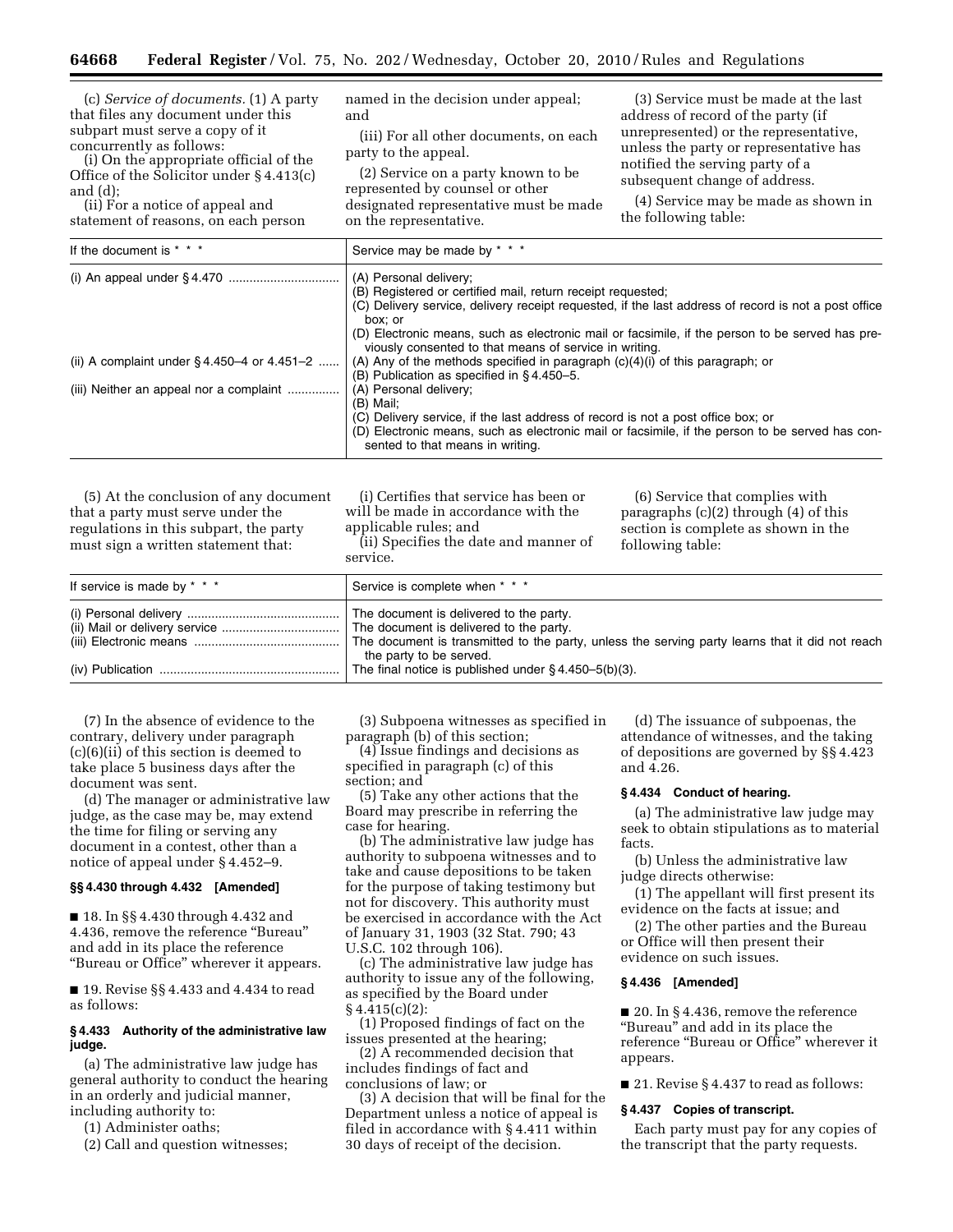(c) *Service of documents.* (1) A party that files any document under this subpart must serve a copy of it concurrently as follows:

(i) On the appropriate official of the Office of the Solicitor under § 4.413(c) and (d);

(ii) For a notice of appeal and statement of reasons, on each person named in the decision under appeal; and

(iii) For all other documents, on each party to the appeal.

(2) Service on a party known to be represented by counsel or other designated representative must be made on the representative.

(3) Service must be made at the last address of record of the party (if unrepresented) or the representative, unless the party or representative has notified the serving party of a subsequent change of address.

(4) Service may be made as shown in the following table:

| If the document is * * * | Service may be made by * * * |
|---|---|
| (i) An appeal under § 4.470 | (A) Personal delivery;<br>(B) Registered or certified mail, return receipt requested;<br>(C) Delivery service, delivery receipt requested, if the last address of record is not a post office box; or<br>(D) Electronic means, such as electronic mail or facsimile, if the person to be served has previously consented to that means of service in writing. |
| (ii) A complaint under § 4.450–4 or 4.451–2 | (A) Any of the methods specified in paragraph (c)(4)(i) of this paragraph; or<br>(B) Publication as specified in § 4.450–5. |
| (iii) Neither an appeal nor a complaint | (A) Personal delivery;<br>(B) Mail;<br>(C) Delivery service, if the last address of record is not a post office box; or<br>(D) Electronic means, such as electronic mail or facsimile, if the person to be served has consented to that means in writing. |

(5) At the conclusion of any document that a party must serve under the regulations in this subpart, the party must sign a written statement that:

(i) Certifies that service has been or will be made in accordance with the applicable rules; and

(ii) Specifies the date and manner of service.

(6) Service that complies with paragraphs (c)(2) through (4) of this section is complete as shown in the following table:

| If service is made by * * * | Service is complete when * * * |
|---|---|
| (i) Personal delivery | The document is delivered to the party. |
| (ii) Mail or delivery service | The document is delivered to the party. |
| (iii) Electronic means | The document is transmitted to the party, unless the serving party learns that it did not reach the party to be served. |
| (iv) Publication | The final notice is published under § 4.450–5(b)(3). |

(7) In the absence of evidence to the contrary, delivery under paragraph (c)(6)(ii) of this section is deemed to take place 5 business days after the document was sent.

(d) The manager or administrative law judge, as the case may be, may extend the time for filing or serving any document in a contest, other than a notice of appeal under § 4.452–9.

### §§ 4.430 through 4.432 [Amended]

■ 18. In §§ 4.430 through 4.432 and 4.436, remove the reference "Bureau" and add in its place the reference "Bureau or Office" wherever it appears.

■ 19. Revise §§ 4.433 and 4.434 to read as follows:

### § 4.433 Authority of the administrative law judge.

(a) The administrative law judge has general authority to conduct the hearing in an orderly and judicial manner, including authority to:

(1) Administer oaths;

(2) Call and question witnesses;

(3) Subpoena witnesses as specified in paragraph (b) of this section;

(4) Issue findings and decisions as specified in paragraph (c) of this section; and

(5) Take any other actions that the Board may prescribe in referring the case for hearing.

(b) The administrative law judge has authority to subpoena witnesses and to take and cause depositions to be taken for the purpose of taking testimony but not for discovery. This authority must be exercised in accordance with the Act of January 31, 1903 (32 Stat. 790; 43 U.S.C. 102 through 106).

(c) The administrative law judge has authority to issue any of the following, as specified by the Board under § 4.415(c)(2):

(1) Proposed findings of fact on the issues presented at the hearing;

(2) A recommended decision that includes findings of fact and conclusions of law; or

(3) A decision that will be final for the Department unless a notice of appeal is filed in accordance with § 4.411 within 30 days of receipt of the decision.

(d) The issuance of subpoenas, the attendance of witnesses, and the taking of depositions are governed by §§ 4.423 and 4.26.

### § 4.434 Conduct of hearing.

(a) The administrative law judge may seek to obtain stipulations as to material facts.

(b) Unless the administrative law judge directs otherwise:

(1) The appellant will first present its evidence on the facts at issue; and

(2) The other parties and the Bureau or Office will then present their evidence on such issues.

### § 4.436 [Amended]

■ 20. In § 4.436, remove the reference "Bureau" and add in its place the reference "Bureau or Office" wherever it appears.

■ 21. Revise § 4.437 to read as follows:

### § 4.437 Copies of transcript.

Each party must pay for any copies of the transcript that the party requests.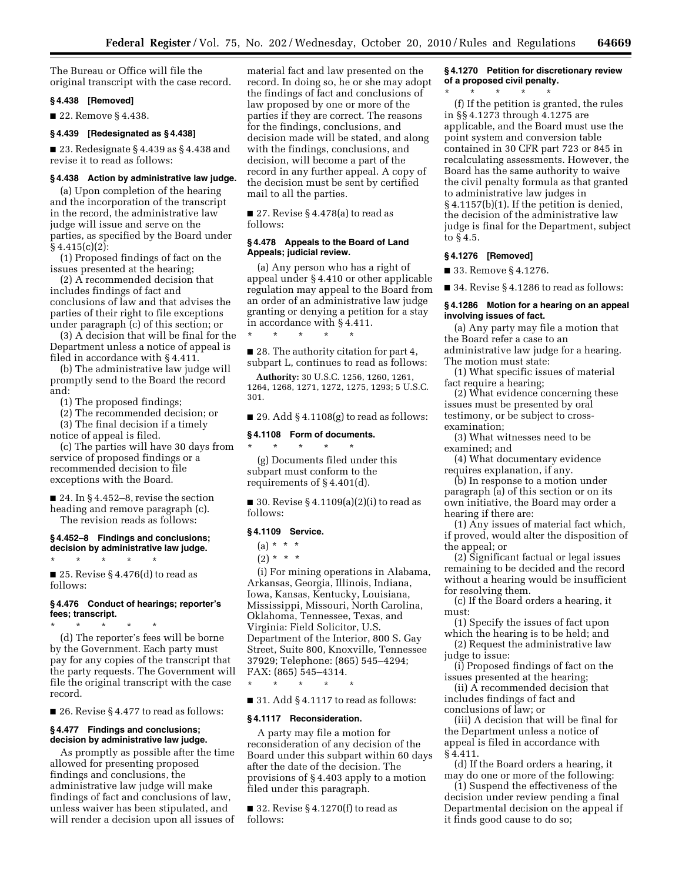The Bureau or Office will file the original transcript with the case record.

**§ 4.438 [Removed]**

■ 22. Remove § 4.438.

**§ 4.439 [Redesignated as § 4.438]**

■ 23. Redesignate § 4.439 as § 4.438 and revise it to read as follows:

**§ 4.438 Action by administrative law judge.**

(a) Upon completion of the hearing and the incorporation of the transcript in the record, the administrative law judge will issue and serve on the parties, as specified by the Board under § 4.415(c)(2):

(1) Proposed findings of fact on the issues presented at the hearing;

(2) A recommended decision that includes findings of fact and conclusions of law and that advises the parties of their right to file exceptions under paragraph (c) of this section; or

(3) A decision that will be final for the Department unless a notice of appeal is filed in accordance with § 4.411.

(b) The administrative law judge will promptly send to the Board the record and:

(1) The proposed findings;

(2) The recommended decision; or

(3) The final decision if a timely notice of appeal is filed.

(c) The parties will have 30 days from service of proposed findings or a recommended decision to file exceptions with the Board.

■ 24. In § 4.452–8, revise the section heading and remove paragraph (c).

The revision reads as follows:

**§ 4.452–8 Findings and conclusions; decision by administrative law judge.**

\* \* \* \* \*

■ 25. Revise § 4.476(d) to read as follows:

**§ 4.476 Conduct of hearings; reporter's fees; transcript.**

\* \* \* \* \*

(d) The reporter's fees will be borne by the Government. Each party must pay for any copies of the transcript that the party requests. The Government will file the original transcript with the case record.

■ 26. Revise § 4.477 to read as follows:

**§ 4.477 Findings and conclusions; decision by administrative law judge.**

As promptly as possible after the time allowed for presenting proposed findings and conclusions, the administrative law judge will make findings of fact and conclusions of law, unless waiver has been stipulated, and will render a decision upon all issues of material fact and law presented on the record. In doing so, he or she may adopt the findings of fact and conclusions of law proposed by one or more of the parties if they are correct. The reasons for the findings, conclusions, and decision made will be stated, and along with the findings, conclusions, and decision, will become a part of the record in any further appeal. A copy of the decision must be sent by certified mail to all the parties.

■ 27. Revise § 4.478(a) to read as follows:

**§ 4.478 Appeals to the Board of Land Appeals; judicial review.**

(a) Any person who has a right of appeal under § 4.410 or other applicable regulation may appeal to the Board from an order of an administrative law judge granting or denying a petition for a stay in accordance with § 4.411.

\* \* \* \* \*

■ 28. The authority citation for part 4, subpart L, continues to read as follows:

**Authority:** 30 U.S.C. 1256, 1260, 1261, 1264, 1268, 1271, 1272, 1275, 1293; 5 U.S.C. 301.

■ 29. Add § 4.1108(g) to read as follows:

**§ 4.1108 Form of documents.**

\* \* \* \* \*

(g) Documents filed under this subpart must conform to the requirements of § 4.401(d).

■ 30. Revise § 4.1109(a)(2)(i) to read as follows:

**§ 4.1109 Service.**

(a) \* \* \*

(2) \* \* \*

(i) For mining operations in Alabama, Arkansas, Georgia, Illinois, Indiana, Iowa, Kansas, Kentucky, Louisiana, Mississippi, Missouri, North Carolina, Oklahoma, Tennessee, Texas, and Virginia: Field Solicitor, U.S. Department of the Interior, 800 S. Gay Street, Suite 800, Knoxville, Tennessee 37929; Telephone: (865) 545–4294; FAX: (865) 545–4314.

\* \* \* \* \*

■ 31. Add § 4.1117 to read as follows:

**§ 4.1117 Reconsideration.**

A party may file a motion for reconsideration of any decision of the Board under this subpart within 60 days after the date of the decision. The provisions of § 4.403 apply to a motion filed under this paragraph.

■ 32. Revise § 4.1270(f) to read as follows:

**§ 4.1270 Petition for discretionary review of a proposed civil penalty.**

\* \* \* \* \*

(f) If the petition is granted, the rules in §§ 4.1273 through 4.1275 are applicable, and the Board must use the point system and conversion table contained in 30 CFR part 723 or 845 in recalculating assessments. However, the Board has the same authority to waive the civil penalty formula as that granted to administrative law judges in § 4.1157(b)(1). If the petition is denied, the decision of the administrative law judge is final for the Department, subject to § 4.5.

**§ 4.1276 [Removed]**

■ 33. Remove § 4.1276.

■ 34. Revise § 4.1286 to read as follows:

**§ 4.1286 Motion for a hearing on an appeal involving issues of fact.**

(a) Any party may file a motion that the Board refer a case to an administrative law judge for a hearing. The motion must state:

(1) What specific issues of material fact require a hearing;

(2) What evidence concerning these issues must be presented by oral testimony, or be subject to cross-examination;

(3) What witnesses need to be examined; and

(4) What documentary evidence requires explanation, if any.

(b) In response to a motion under paragraph (a) of this section or on its own initiative, the Board may order a hearing if there are:

(1) Any issues of material fact which, if proved, would alter the disposition of the appeal; or

(2) Significant factual or legal issues remaining to be decided and the record without a hearing would be insufficient for resolving them.

(c) If the Board orders a hearing, it must:

(1) Specify the issues of fact upon which the hearing is to be held; and

(2) Request the administrative law judge to issue:

(i) Proposed findings of fact on the issues presented at the hearing;

(ii) A recommended decision that includes findings of fact and conclusions of law; or

(iii) A decision that will be final for the Department unless a notice of appeal is filed in accordance with § 4.411.

(d) If the Board orders a hearing, it may do one or more of the following:

(1) Suspend the effectiveness of the decision under review pending a final Departmental decision on the appeal if it finds good cause to do so;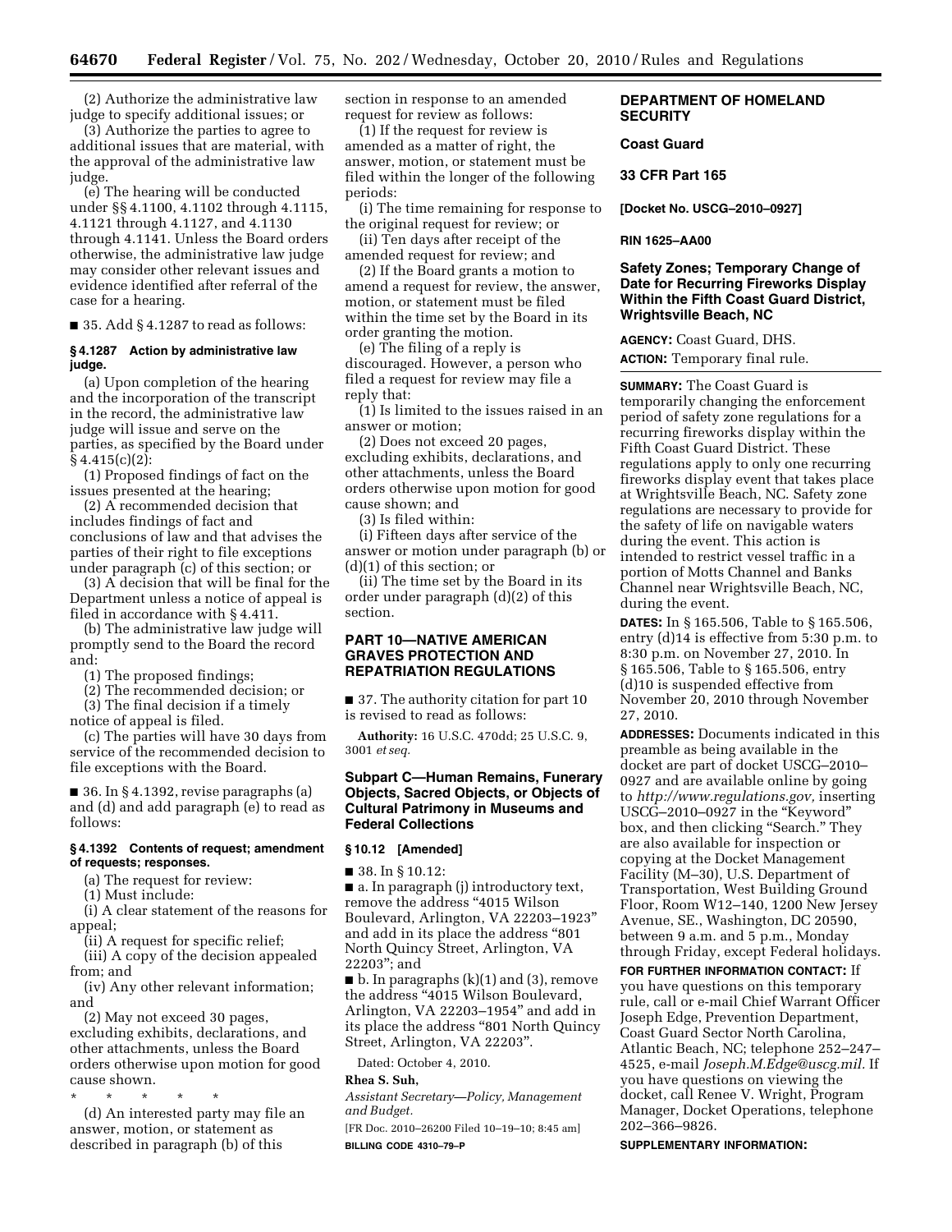(2) Authorize the administrative law judge to specify additional issues; or

(3) Authorize the parties to agree to additional issues that are material, with the approval of the administrative law judge.

(e) The hearing will be conducted under §§ 4.1100, 4.1102 through 4.1115, 4.1121 through 4.1127, and 4.1130 through 4.1141. Unless the Board orders otherwise, the administrative law judge may consider other relevant issues and evidence identified after referral of the case for a hearing.

■ 35. Add § 4.1287 to read as follows:

#### § 4.1287 Action by administrative law judge.

(a) Upon completion of the hearing and the incorporation of the transcript in the record, the administrative law judge will issue and serve on the parties, as specified by the Board under § 4.415(c)(2):

(1) Proposed findings of fact on the issues presented at the hearing;

(2) A recommended decision that includes findings of fact and conclusions of law and that advises the parties of their right to file exceptions under paragraph (c) of this section; or

(3) A decision that will be final for the Department unless a notice of appeal is filed in accordance with § 4.411.

(b) The administrative law judge will promptly send to the Board the record and:

(1) The proposed findings;

(2) The recommended decision; or

(3) The final decision if a timely notice of appeal is filed.

(c) The parties will have 30 days from service of the recommended decision to file exceptions with the Board.

■ 36. In § 4.1392, revise paragraphs (a) and (d) and add paragraph (e) to read as follows:

#### § 4.1392 Contents of request; amendment of requests; responses.

(a) The request for review:

(1) Must include:

(i) A clear statement of the reasons for appeal;

(ii) A request for specific relief;

(iii) A copy of the decision appealed from; and

(iv) Any other relevant information; and

(2) May not exceed 30 pages, excluding exhibits, declarations, and other attachments, unless the Board orders otherwise upon motion for good cause shown.

\* \* \* \* \*

(d) An interested party may file an answer, motion, or statement as described in paragraph (b) of this section in response to an amended request for review as follows:

(1) If the request for review is amended as a matter of right, the answer, motion, or statement must be filed within the longer of the following periods:

(i) The time remaining for response to the original request for review; or

(ii) Ten days after receipt of the amended request for review; and

(2) If the Board grants a motion to amend a request for review, the answer, motion, or statement must be filed within the time set by the Board in its order granting the motion.

(e) The filing of a reply is discouraged. However, a person who filed a request for review may file a reply that:

(1) Is limited to the issues raised in an answer or motion;

(2) Does not exceed 20 pages, excluding exhibits, declarations, and other attachments, unless the Board orders otherwise upon motion for good cause shown; and

(3) Is filed within:

(i) Fifteen days after service of the answer or motion under paragraph (b) or (d)(1) of this section; or

(ii) The time set by the Board in its order under paragraph (d)(2) of this section.

### PART 10—NATIVE AMERICAN GRAVES PROTECTION AND REPATRIATION REGULATIONS

■ 37. The authority citation for part 10 is revised to read as follows:

**Authority:** 16 U.S.C. 470dd; 25 U.S.C. 9, 3001 *et seq.*

### Subpart C—Human Remains, Funerary Objects, Sacred Objects, or Objects of Cultural Patrimony in Museums and Federal Collections

#### § 10.12 [Amended]

■ 38. In § 10.12:

■ a. In paragraph (j) introductory text, remove the address "4015 Wilson Boulevard, Arlington, VA 22203–1923" and add in its place the address "801 North Quincy Street, Arlington, VA 22203"; and

■ b. In paragraphs (k)(1) and (3), remove the address "4015 Wilson Boulevard, Arlington, VA 22203–1954" and add in its place the address "801 North Quincy Street, Arlington, VA 22203".

Dated: October 4, 2010.

**Rhea S. Suh,**

*Assistant Secretary—Policy, Management and Budget.*

[FR Doc. 2010–26200 Filed 10–19–10; 8:45 am]

**BILLING CODE 4310–79–P**

## DEPARTMENT OF HOMELAND SECURITY

## Coast Guard

## 33 CFR Part 165

**[Docket No. USCG–2010–0927]**

**RIN 1625–AA00**

## Safety Zones; Temporary Change of Date for Recurring Fireworks Display Within the Fifth Coast Guard District, Wrightsville Beach, NC

**AGENCY:** Coast Guard, DHS.

**ACTION:** Temporary final rule.

**SUMMARY:** The Coast Guard is temporarily changing the enforcement period of safety zone regulations for a recurring fireworks display within the Fifth Coast Guard District. These regulations apply to only one recurring fireworks display event that takes place at Wrightsville Beach, NC. Safety zone regulations are necessary to provide for the safety of life on navigable waters during the event. This action is intended to restrict vessel traffic in a portion of Motts Channel and Banks Channel near Wrightsville Beach, NC, during the event.

**DATES:** In § 165.506, Table to § 165.506, entry (d)14 is effective from 5:30 p.m. to 8:30 p.m. on November 27, 2010. In § 165.506, Table to § 165.506, entry (d)10 is suspended effective from November 20, 2010 through November 27, 2010.

**ADDRESSES:** Documents indicated in this preamble as being available in the docket are part of docket USCG–2010–0927 and are available online by going to *http://www.regulations.gov,* inserting USCG–2010–0927 in the "Keyword" box, and then clicking "Search." They are also available for inspection or copying at the Docket Management Facility (M–30), U.S. Department of Transportation, West Building Ground Floor, Room W12–140, 1200 New Jersey Avenue, SE., Washington, DC 20590, between 9 a.m. and 5 p.m., Monday through Friday, except Federal holidays.

**FOR FURTHER INFORMATION CONTACT:** If you have questions on this temporary rule, call or e-mail Chief Warrant Officer Joseph Edge, Prevention Department, Coast Guard Sector North Carolina, Atlantic Beach, NC; telephone 252–247–4525, e-mail *Joseph.M.Edge@uscg.mil.* If you have questions on viewing the docket, call Renee V. Wright, Program Manager, Docket Operations, telephone 202–366–9826.

**SUPPLEMENTARY INFORMATION:**